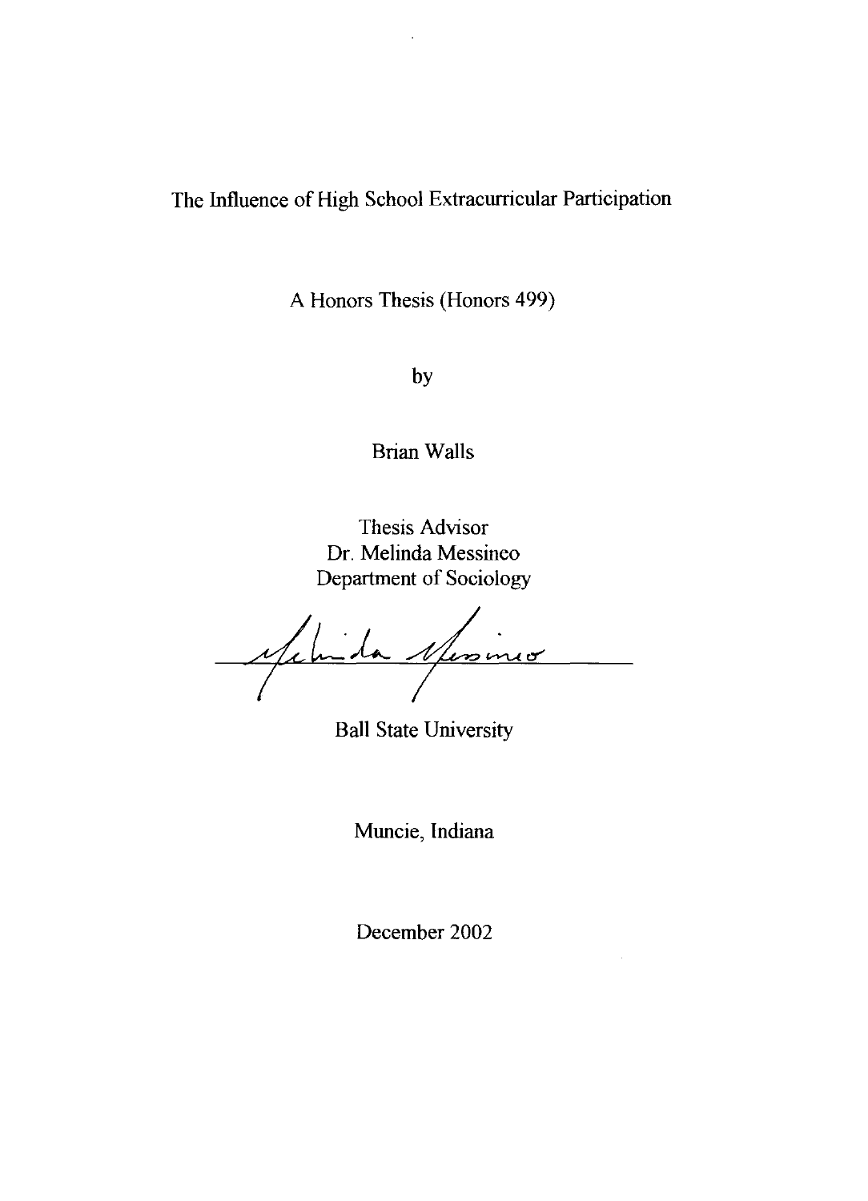# The Influence of High School Extracurricular Participation

A Honors Thesis (Honors 499)

by

Brian Walls

Thesis Advisor
Dr. Melinda Messineo
Department of Sociology

Ball State University

Muncie, Indiana

December 2002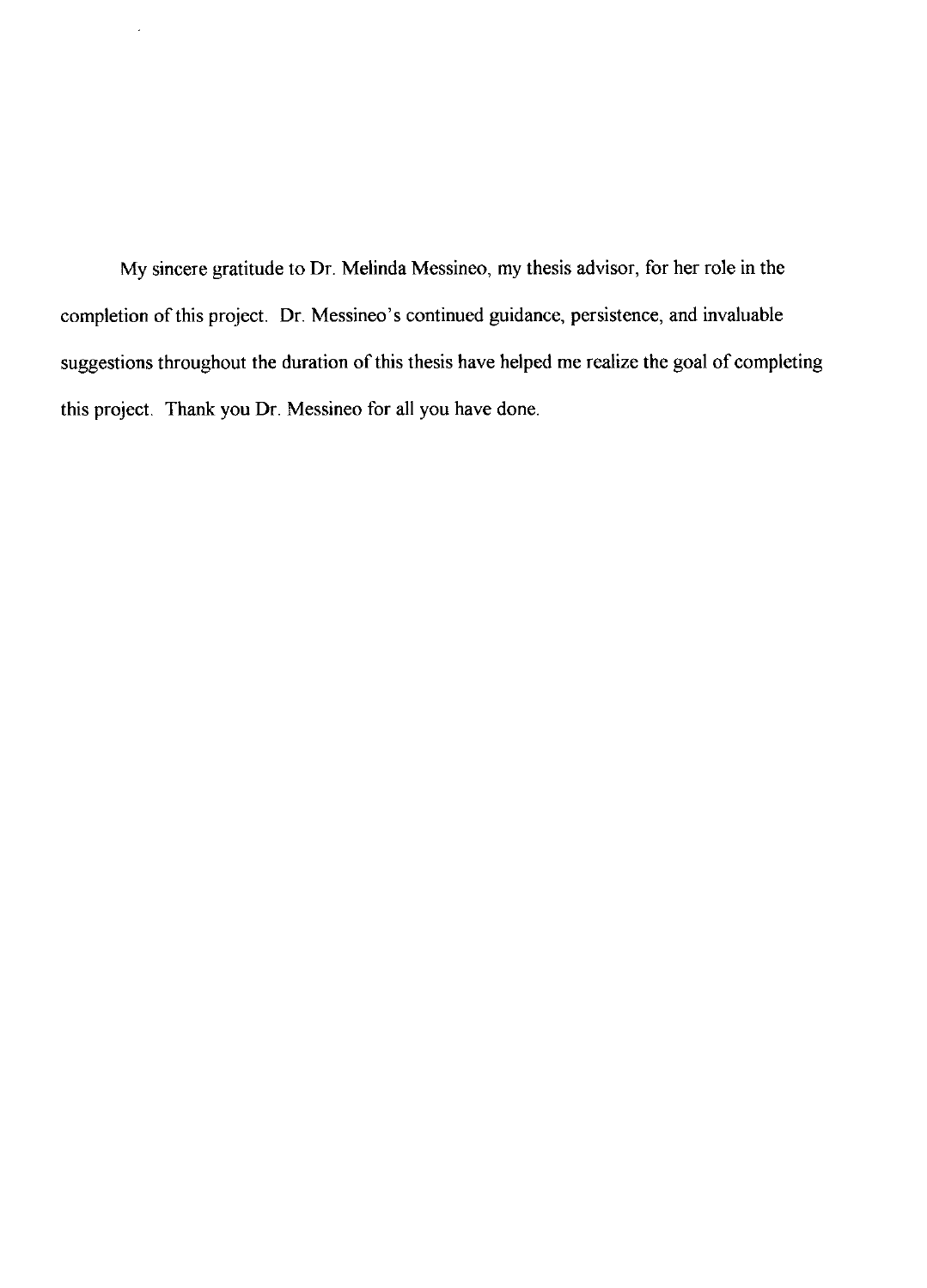My sincere gratitude to Dr. Melinda Messineo, my thesis advisor, for her role in the completion of this project. Dr. Messineo's continued guidance, persistence, and invaluable suggestions throughout the duration of this thesis have helped me realize the goal of completing this project. Thank you Dr. Messineo for all you have done.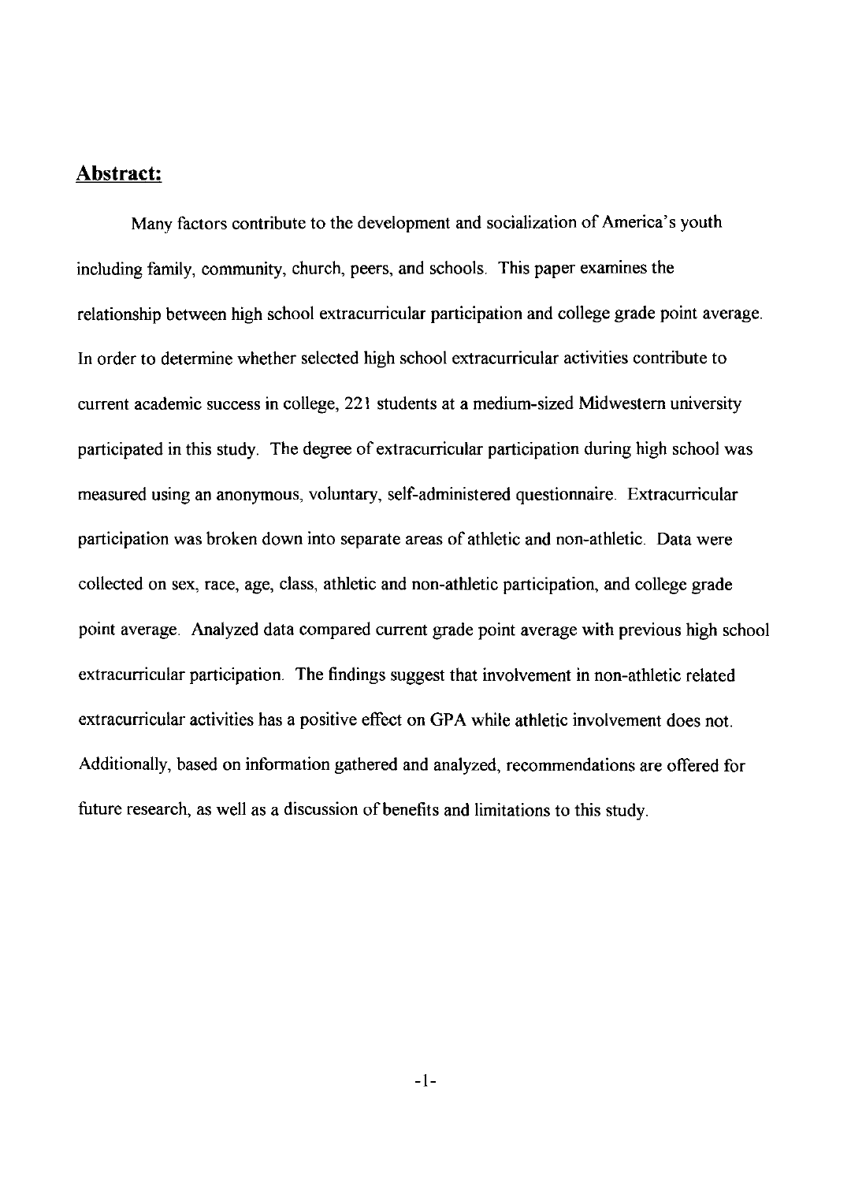## Abstract:

Many factors contribute to the development and socialization of America's youth including family, community, church, peers, and schools. This paper examines the relationship between high school extracurricular participation and college grade point average. In order to determine whether selected high school extracurricular activities contribute to current academic success in college, 221 students at a medium-sized Midwestern university participated in this study. The degree of extracurricular participation during high school was measured using an anonymous, voluntary, self-administered questionnaire. Extracurricular participation was broken down into separate areas of athletic and non-athletic. Data were collected on sex, race, age, class, athletic and non-athletic participation, and college grade point average. Analyzed data compared current grade point average with previous high school extracurricular participation. The findings suggest that involvement in non-athletic related extracurricular activities has a positive effect on GPA while athletic involvement does not. Additionally, based on information gathered and analyzed, recommendations are offered for future research, as well as a discussion of benefits and limitations to this study.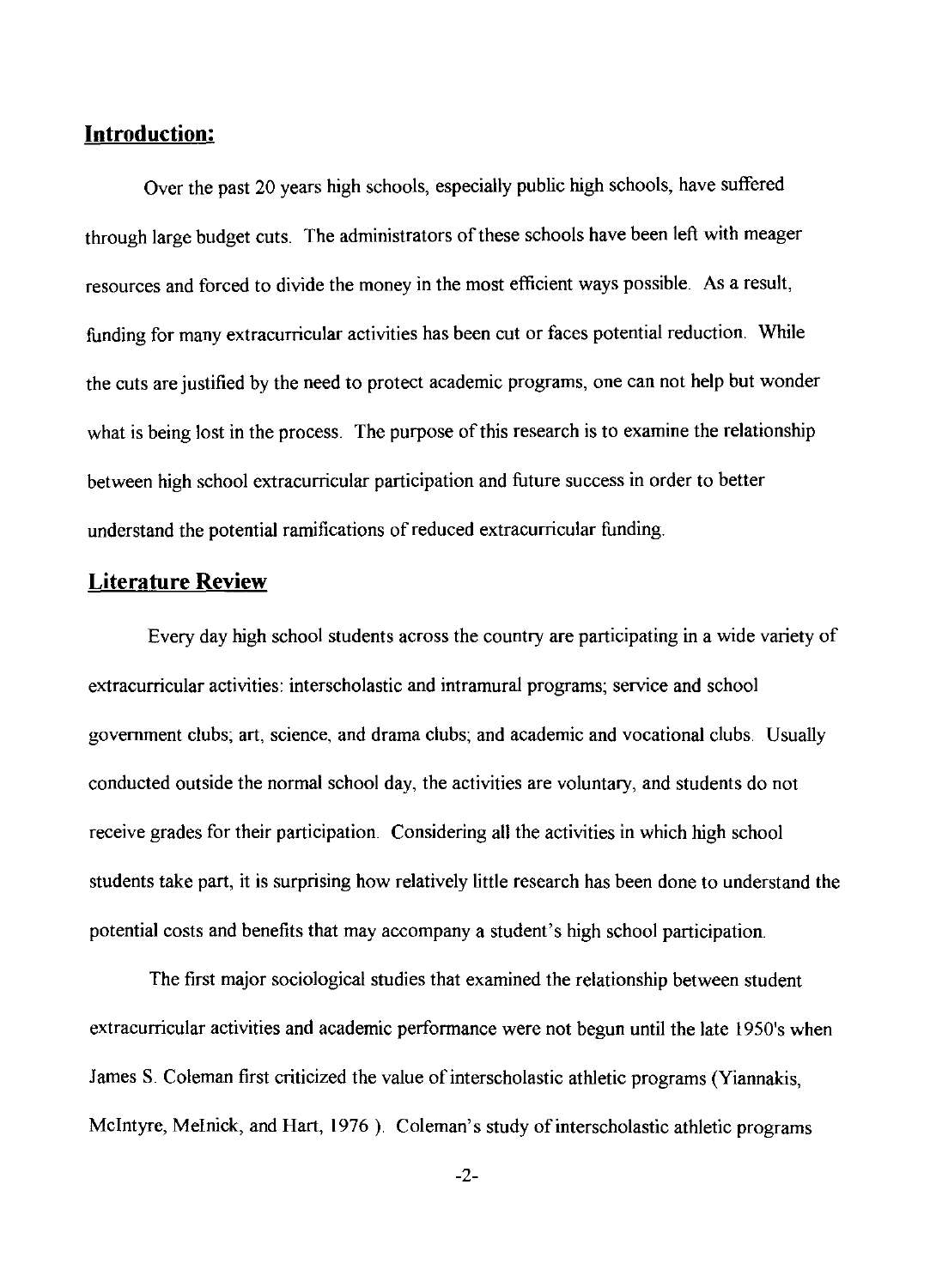## Introduction:

Over the past 20 years high schools, especially public high schools, have suffered through large budget cuts. The administrators of these schools have been left with meager resources and forced to divide the money in the most efficient ways possible. As a result, funding for many extracurricular activities has been cut or faces potential reduction. While the cuts are justified by the need to protect academic programs, one can not help but wonder what is being lost in the process. The purpose of this research is to examine the relationship between high school extracurricular participation and future success in order to better understand the potential ramifications of reduced extracurricular funding.

## Literature Review

Every day high school students across the country are participating in a wide variety of extracurricular activities: interscholastic and intramural programs; service and school government clubs; art, science, and drama clubs; and academic and vocational clubs. Usually conducted outside the normal school day, the activities are voluntary, and students do not receive grades for their participation. Considering all the activities in which high school students take part, it is surprising how relatively little research has been done to understand the potential costs and benefits that may accompany a student's high school participation.

The first major sociological studies that examined the relationship between student extracurricular activities and academic performance were not begun until the late 1950's when James S. Coleman first criticized the value of interscholastic athletic programs (Yiannakis, McIntyre, Melnick, and Hart, 1976 ). Coleman's study of interscholastic athletic programs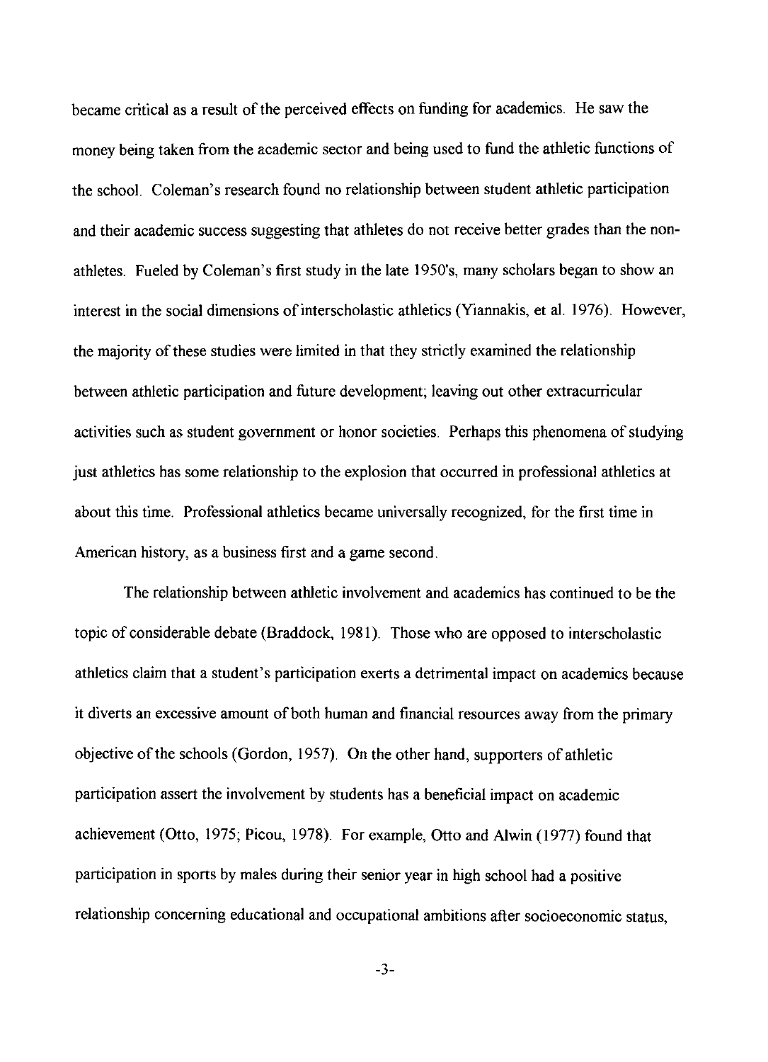became critical as a result of the perceived effects on funding for academics. He saw the money being taken from the academic sector and being used to fund the athletic functions of the school. Coleman's research found no relationship between student athletic participation and their academic success suggesting that athletes do not receive better grades than the non-athletes. Fueled by Coleman's first study in the late 1950's, many scholars began to show an interest in the social dimensions of interscholastic athletics (Yiannakis, et al. 1976). However, the majority of these studies were limited in that they strictly examined the relationship between athletic participation and future development; leaving out other extracurricular activities such as student government or honor societies. Perhaps this phenomena of studying just athletics has some relationship to the explosion that occurred in professional athletics at about this time. Professional athletics became universally recognized, for the first time in American history, as a business first and a game second.

The relationship between athletic involvement and academics has continued to be the topic of considerable debate (Braddock, 1981). Those who are opposed to interscholastic athletics claim that a student's participation exerts a detrimental impact on academics because it diverts an excessive amount of both human and financial resources away from the primary objective of the schools (Gordon, 1957). On the other hand, supporters of athletic participation assert the involvement by students has a beneficial impact on academic achievement (Otto, 1975; Picou, 1978). For example, Otto and Alwin (1977) found that participation in sports by males during their senior year in high school had a positive relationship concerning educational and occupational ambitions after socioeconomic status,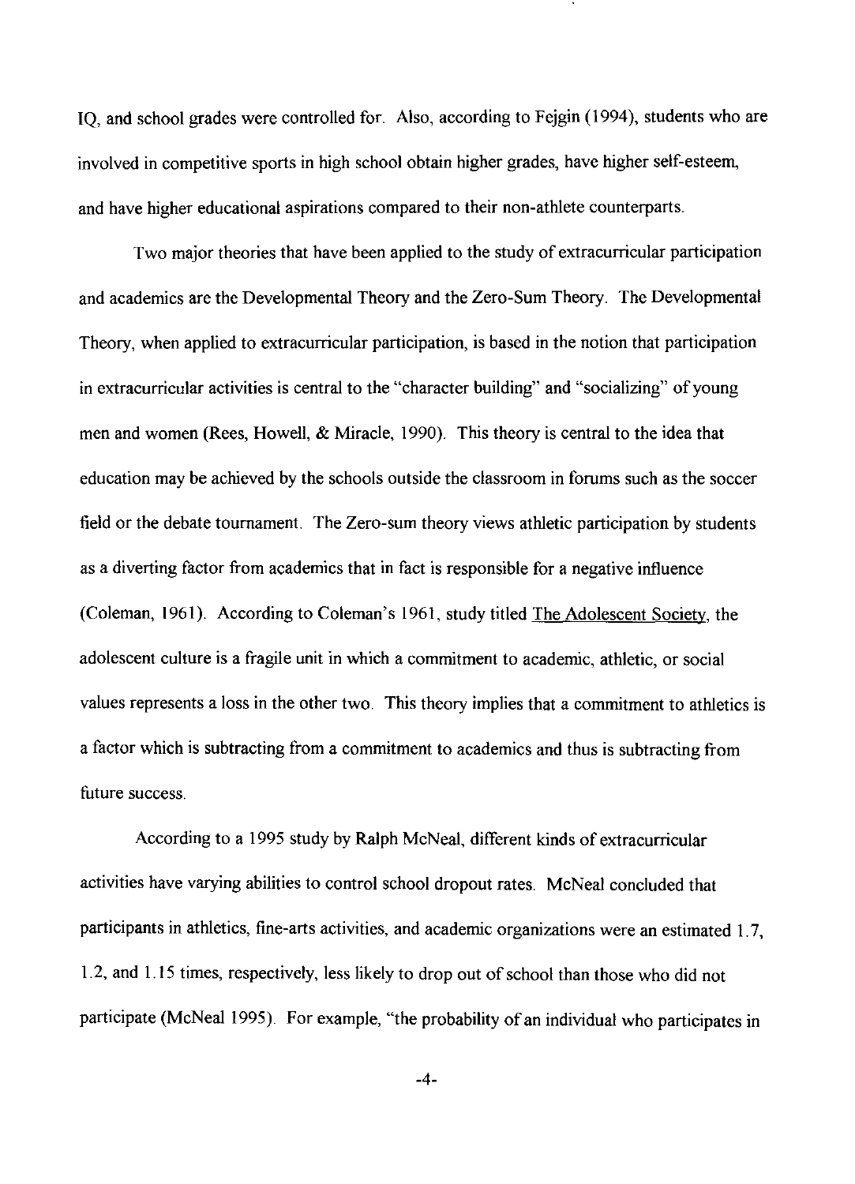IQ, and school grades were controlled for. Also, according to Fejgin (1994), students who are involved in competitive sports in high school obtain higher grades, have higher self-esteem, and have higher educational aspirations compared to their non-athlete counterparts.

Two major theories that have been applied to the study of extracurricular participation and academics are the Developmental Theory and the Zero-Sum Theory. The Developmental Theory, when applied to extracurricular participation, is based in the notion that participation in extracurricular activities is central to the "character building" and "socializing" of young men and women (Rees, Howell, & Miracle, 1990). This theory is central to the idea that education may be achieved by the schools outside the classroom in forums such as the soccer field or the debate tournament. The Zero-sum theory views athletic participation by students as a diverting factor from academics that in fact is responsible for a negative influence (Coleman, 1961). According to Coleman's 1961, study titled The Adolescent Society, the adolescent culture is a fragile unit in which a commitment to academic, athletic, or social values represents a loss in the other two. This theory implies that a commitment to athletics is a factor which is subtracting from a commitment to academics and thus is subtracting from future success.

According to a 1995 study by Ralph McNeal, different kinds of extracurricular activities have varying abilities to control school dropout rates. McNeal concluded that participants in athletics, fine-arts activities, and academic organizations were an estimated 1.7, 1.2, and 1.15 times, respectively, less likely to drop out of school than those who did not participate (McNeal 1995). For example, "the probability of an individual who participates in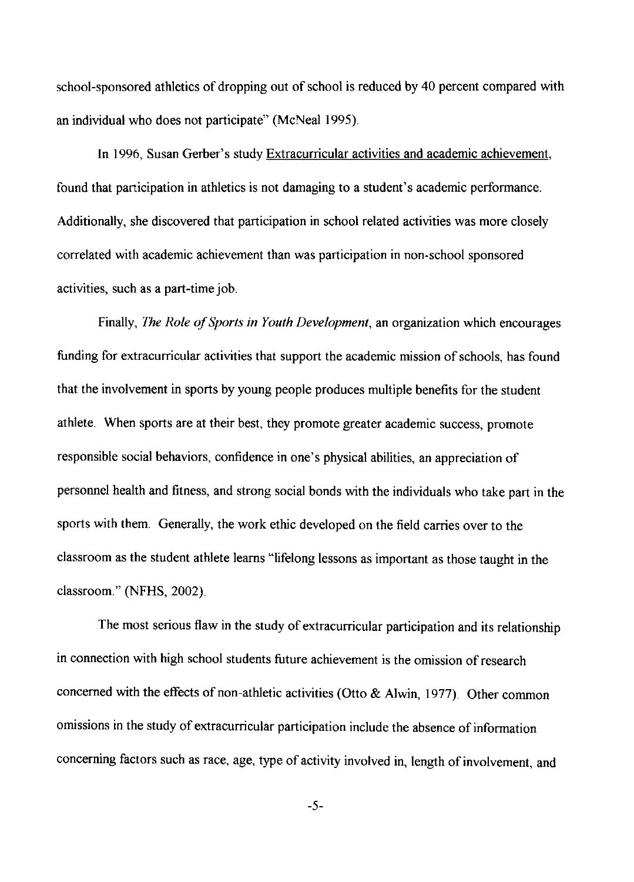school-sponsored athletics of dropping out of school is reduced by 40 percent compared with an individual who does not participate" (McNeal 1995).

In 1996, Susan Gerber's study Extracurricular activities and academic achievement, found that participation in athletics is not damaging to a student's academic performance. Additionally, she discovered that participation in school related activities was more closely correlated with academic achievement than was participation in non-school sponsored activities, such as a part-time job.

Finally, *The Role of Sports in Youth Development*, an organization which encourages funding for extracurricular activities that support the academic mission of schools, has found that the involvement in sports by young people produces multiple benefits for the student athlete. When sports are at their best, they promote greater academic success, promote responsible social behaviors, confidence in one's physical abilities, an appreciation of personnel health and fitness, and strong social bonds with the individuals who take part in the sports with them. Generally, the work ethic developed on the field carries over to the classroom as the student athlete learns "lifelong lessons as important as those taught in the classroom." (NFHS, 2002).

The most serious flaw in the study of extracurricular participation and its relationship in connection with high school students future achievement is the omission of research concerned with the effects of non-athletic activities (Otto & Alwin, 1977). Other common omissions in the study of extracurricular participation include the absence of information concerning factors such as race, age, type of activity involved in, length of involvement, and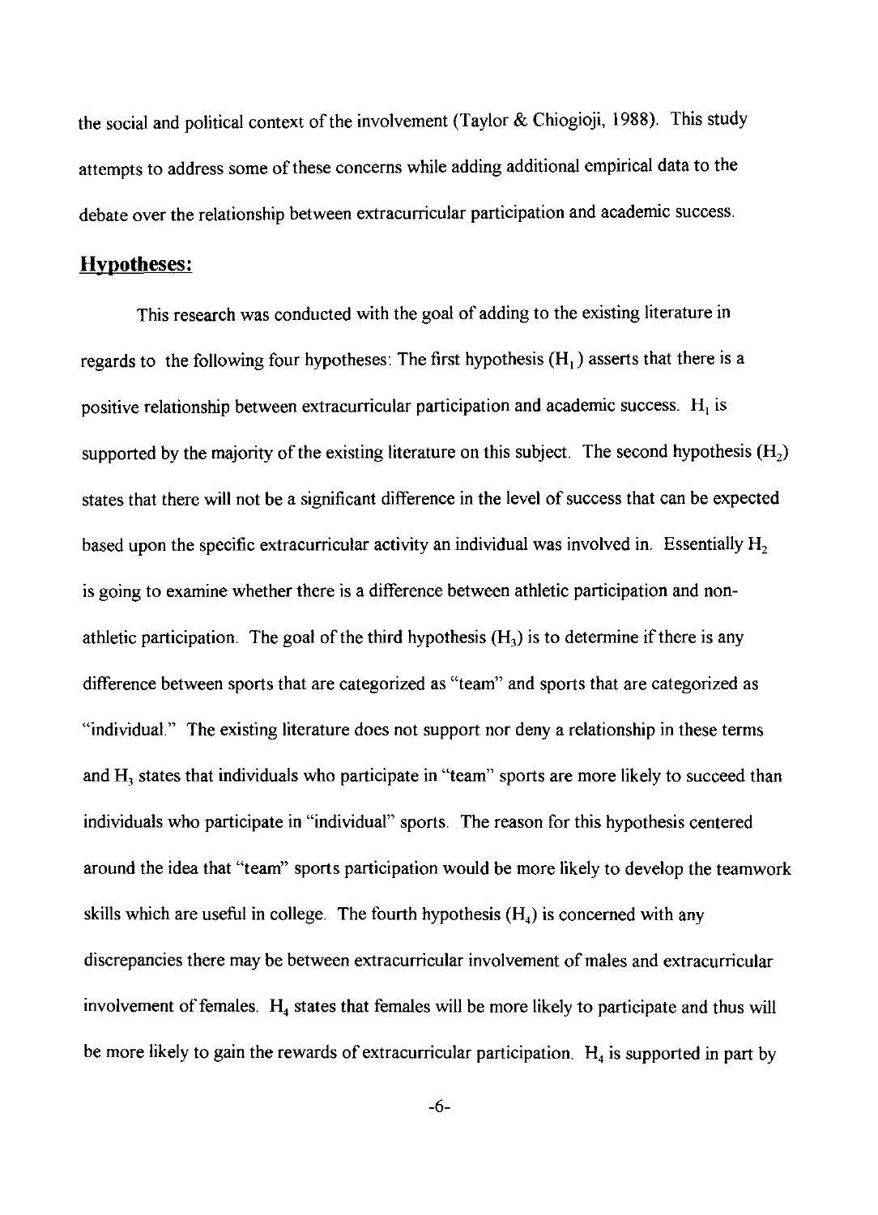the social and political context of the involvement (Taylor & Chiogioji, 1988). This study attempts to address some of these concerns while adding additional empirical data to the debate over the relationship between extracurricular participation and academic success.

## Hypotheses:

This research was conducted with the goal of adding to the existing literature in regards to the following four hypotheses: The first hypothesis ($H_1$) asserts that there is a positive relationship between extracurricular participation and academic success. $H_1$ is supported by the majority of the existing literature on this subject. The second hypothesis ($H_2$) states that there will not be a significant difference in the level of success that can be expected based upon the specific extracurricular activity an individual was involved in. Essentially $H_2$ is going to examine whether there is a difference between athletic participation and non-athletic participation. The goal of the third hypothesis ($H_3$) is to determine if there is any difference between sports that are categorized as "team" and sports that are categorized as "individual." The existing literature does not support nor deny a relationship in these terms and $H_3$ states that individuals who participate in "team" sports are more likely to succeed than individuals who participate in "individual" sports. The reason for this hypothesis centered around the idea that "team" sports participation would be more likely to develop the teamwork skills which are useful in college. The fourth hypothesis ($H_4$) is concerned with any discrepancies there may be between extracurricular involvement of males and extracurricular involvement of females. $H_4$ states that females will be more likely to participate and thus will be more likely to gain the rewards of extracurricular participation. $H_4$ is supported in part by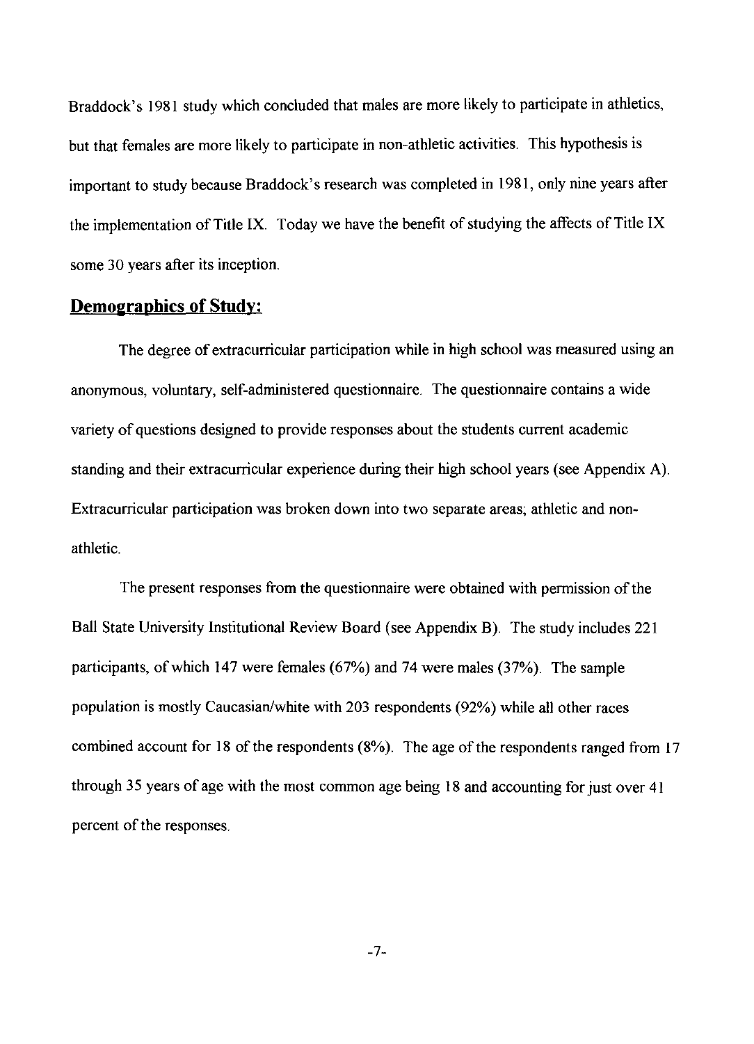Braddock's 1981 study which concluded that males are more likely to participate in athletics, but that females are more likely to participate in non-athletic activities. This hypothesis is important to study because Braddock's research was completed in 1981, only nine years after the implementation of Title IX. Today we have the benefit of studying the affects of Title IX some 30 years after its inception.

## Demographics of Study:

The degree of extracurricular participation while in high school was measured using an anonymous, voluntary, self-administered questionnaire. The questionnaire contains a wide variety of questions designed to provide responses about the students current academic standing and their extracurricular experience during their high school years (see Appendix A). Extracurricular participation was broken down into two separate areas; athletic and non-athletic.

The present responses from the questionnaire were obtained with permission of the Ball State University Institutional Review Board (see Appendix B). The study includes 221 participants, of which 147 were females (67%) and 74 were males (37%). The sample population is mostly Caucasian/white with 203 respondents (92%) while all other races combined account for 18 of the respondents (8%). The age of the respondents ranged from 17 through 35 years of age with the most common age being 18 and accounting for just over 41 percent of the responses.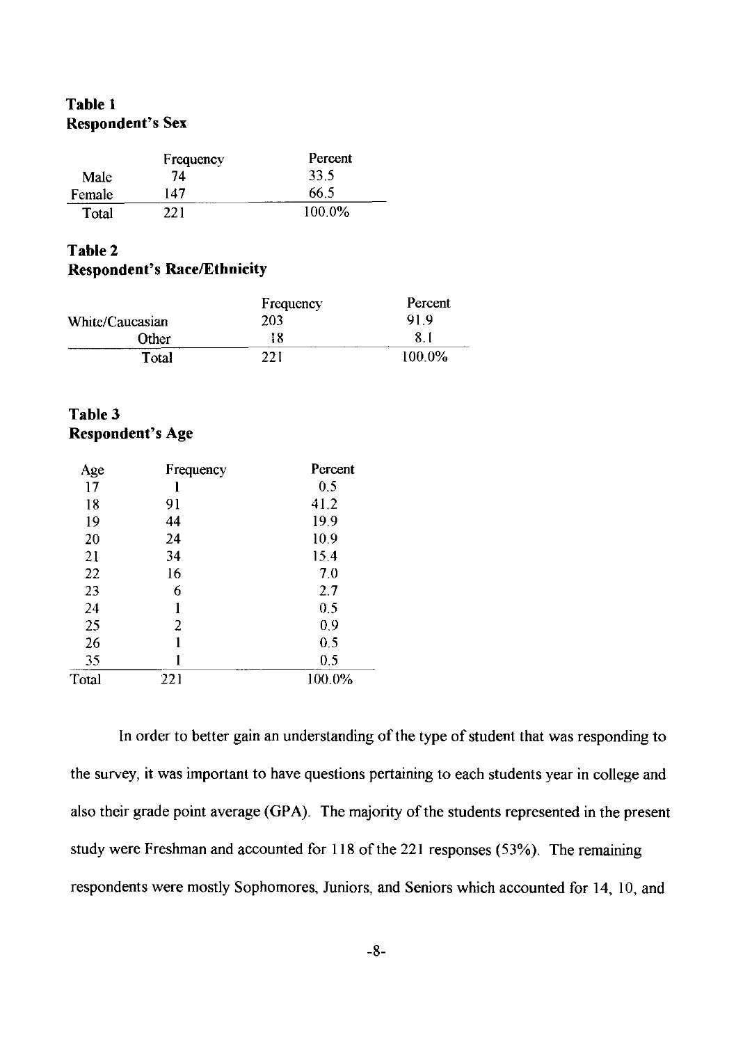**Table 1**
**Respondent's Sex**

| | Frequency | Percent |
|---|---|---|
| Male | 74 | 33.5 |
| Female | 147 | 66.5 |
| Total | 221 | 100.0% |

**Table 2**
**Respondent's Race/Ethnicity**

| | Frequency | Percent |
|---|---|---|
| White/Caucasian | 203 | 91.9 |
| Other | 18 | 8.1 |
| Total | 221 | 100.0% |

**Table 3**
**Respondent's Age**

| Age | Frequency | Percent |
|---|---|---|
| 17 | 1 | 0.5 |
| 18 | 91 | 41.2 |
| 19 | 44 | 19.9 |
| 20 | 24 | 10.9 |
| 21 | 34 | 15.4 |
| 22 | 16 | 7.0 |
| 23 | 6 | 2.7 |
| 24 | 1 | 0.5 |
| 25 | 2 | 0.9 |
| 26 | 1 | 0.5 |
| 35 | 1 | 0.5 |
| Total | 221 | 100.0% |

In order to better gain an understanding of the type of student that was responding to the survey, it was important to have questions pertaining to each students year in college and also their grade point average (GPA). The majority of the students represented in the present study were Freshman and accounted for 118 of the 221 responses (53%). The remaining respondents were mostly Sophomores, Juniors, and Seniors which accounted for 14, 10, and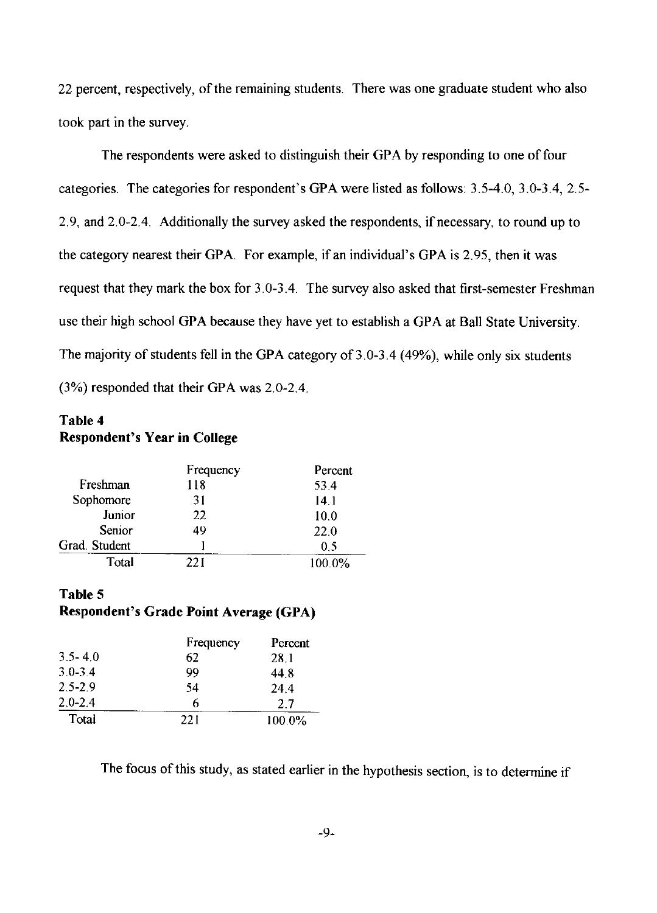22 percent, respectively, of the remaining students. There was one graduate student who also took part in the survey.

The respondents were asked to distinguish their GPA by responding to one of four categories. The categories for respondent's GPA were listed as follows: 3.5-4.0, 3.0-3.4, 2.5-2.9, and 2.0-2.4. Additionally the survey asked the respondents, if necessary, to round up to the category nearest their GPA. For example, if an individual's GPA is 2.95, then it was request that they mark the box for 3.0-3.4. The survey also asked that first-semester Freshman use their high school GPA because they have yet to establish a GPA at Ball State University. The majority of students fell in the GPA category of 3.0-3.4 (49%), while only six students (3%) responded that their GPA was 2.0-2.4.

**Table 4**
**Respondent's Year in College**

| | Frequency | Percent |
|---|---|---|
| Freshman | 118 | 53.4 |
| Sophomore | 31 | 14.1 |
| Junior | 22 | 10.0 |
| Senior | 49 | 22.0 |
| Grad. Student | 1 | 0.5 |
| Total | 221 | 100.0% |

**Table 5**
**Respondent's Grade Point Average (GPA)**

| | Frequency | Percent |
|---|---|---|
| 3.5- 4.0 | 62 | 28.1 |
| 3.0-3.4 | 99 | 44.8 |
| 2.5-2.9 | 54 | 24.4 |
| 2.0-2.4 | 6 | 2.7 |
| Total | 221 | 100.0% |

The focus of this study, as stated earlier in the hypothesis section, is to determine if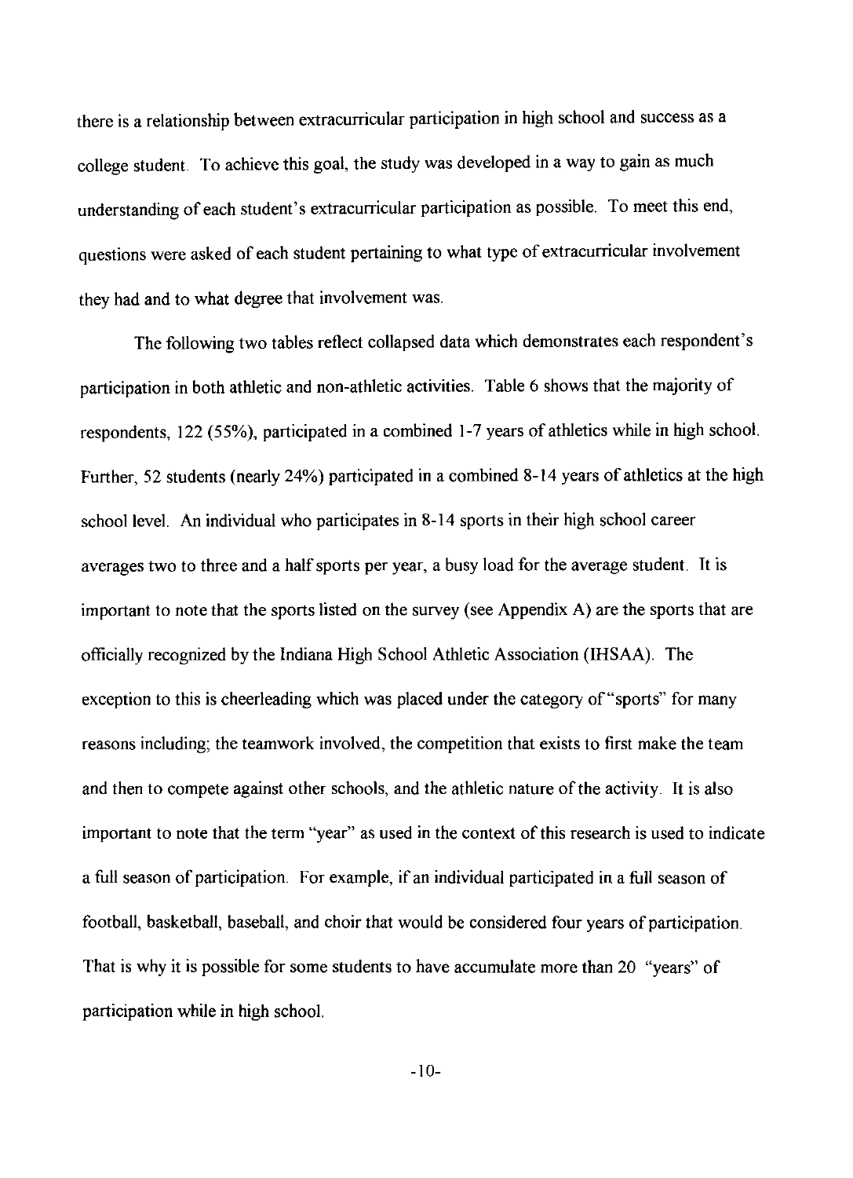there is a relationship between extracurricular participation in high school and success as a college student. To achieve this goal, the study was developed in a way to gain as much understanding of each student's extracurricular participation as possible. To meet this end, questions were asked of each student pertaining to what type of extracurricular involvement they had and to what degree that involvement was.

The following two tables reflect collapsed data which demonstrates each respondent's participation in both athletic and non-athletic activities. Table 6 shows that the majority of respondents, 122 (55%), participated in a combined 1-7 years of athletics while in high school. Further, 52 students (nearly 24%) participated in a combined 8-14 years of athletics at the high school level. An individual who participates in 8-14 sports in their high school career averages two to three and a half sports per year, a busy load for the average student. It is important to note that the sports listed on the survey (see Appendix A) are the sports that are officially recognized by the Indiana High School Athletic Association (IHSAA). The exception to this is cheerleading which was placed under the category of "sports" for many reasons including; the teamwork involved, the competition that exists to first make the team and then to compete against other schools, and the athletic nature of the activity. It is also important to note that the term "year" as used in the context of this research is used to indicate a full season of participation. For example, if an individual participated in a full season of football, basketball, baseball, and choir that would be considered four years of participation. That is why it is possible for some students to have accumulate more than 20 "years" of participation while in high school.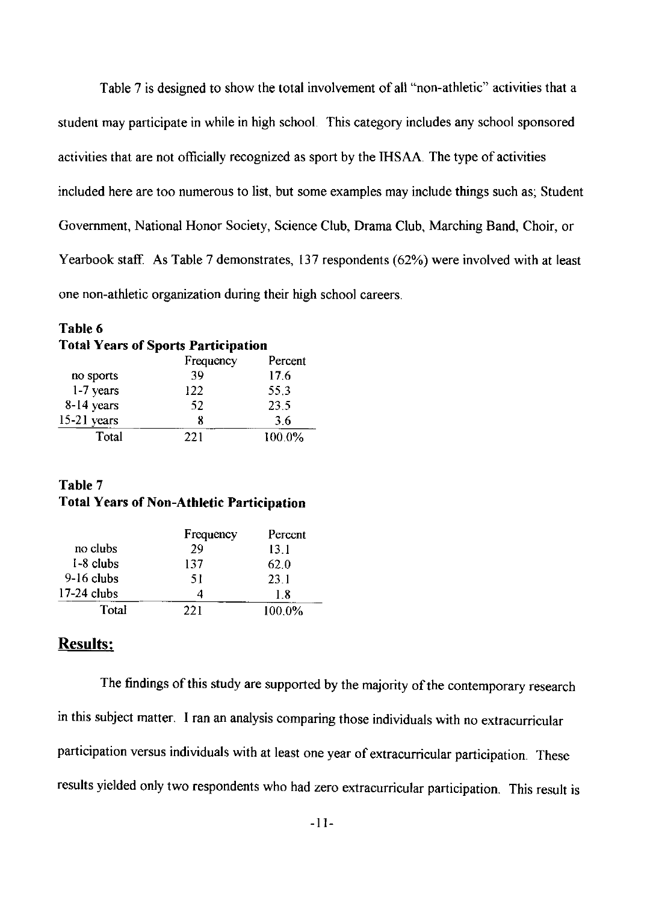Table 7 is designed to show the total involvement of all "non-athletic" activities that a student may participate in while in high school. This category includes any school sponsored activities that are not officially recognized as sport by the IHSAA. The type of activities included here are too numerous to list, but some examples may include things such as; Student Government, National Honor Society, Science Club, Drama Club, Marching Band, Choir, or Yearbook staff. As Table 7 demonstrates, 137 respondents (62%) were involved with at least one non-athletic organization during their high school careers.

**Table 6**
**Total Years of Sports Participation**

| | Frequency | Percent |
|---|---|---|
| no sports | 39 | 17.6 |
| 1-7 years | 122 | 55.3 |
| 8-14 years | 52 | 23.5 |
| 15-21 years | 8 | 3.6 |
| Total | 221 | 100.0% |

**Table 7**
**Total Years of Non-Athletic Participation**

| | Frequency | Percent |
|---|---|---|
| no clubs | 29 | 13.1 |
| 1-8 clubs | 137 | 62.0 |
| 9-16 clubs | 51 | 23.1 |
| 17-24 clubs | 4 | 1.8 |
| Total | 221 | 100.0% |

## Results:

The findings of this study are supported by the majority of the contemporary research in this subject matter. I ran an analysis comparing those individuals with no extracurricular participation versus individuals with at least one year of extracurricular participation. These results yielded only two respondents who had zero extracurricular participation. This result is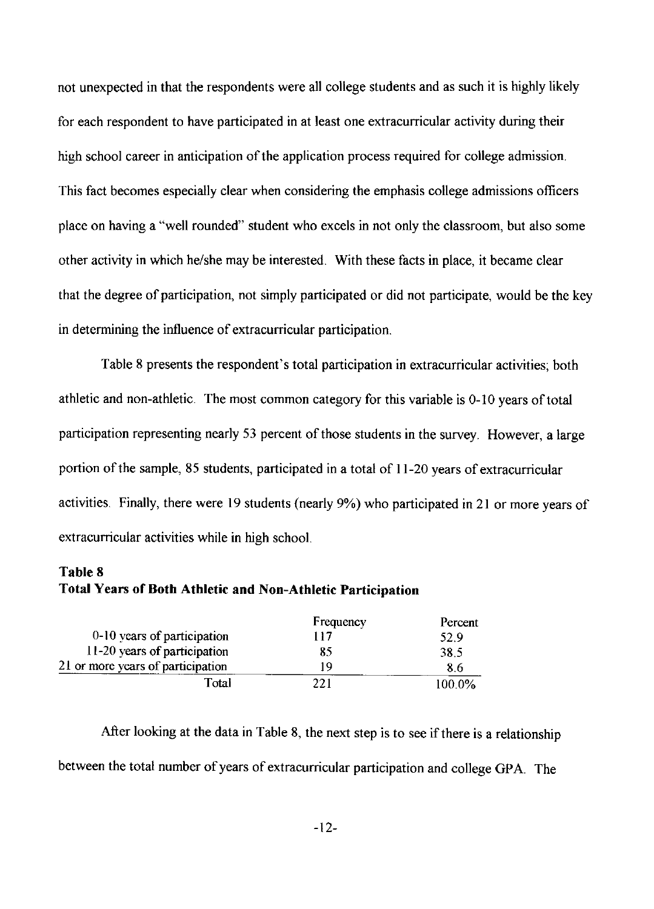not unexpected in that the respondents were all college students and as such it is highly likely for each respondent to have participated in at least one extracurricular activity during their high school career in anticipation of the application process required for college admission. This fact becomes especially clear when considering the emphasis college admissions officers place on having a "well rounded" student who excels in not only the classroom, but also some other activity in which he/she may be interested. With these facts in place, it became clear that the degree of participation, not simply participated or did not participate, would be the key in determining the influence of extracurricular participation.

Table 8 presents the respondent's total participation in extracurricular activities; both athletic and non-athletic. The most common category for this variable is 0-10 years of total participation representing nearly 53 percent of those students in the survey. However, a large portion of the sample, 85 students, participated in a total of 11-20 years of extracurricular activities. Finally, there were 19 students (nearly 9%) who participated in 21 or more years of extracurricular activities while in high school.

**Table 8**
**Total Years of Both Athletic and Non-Athletic Participation**

| | Frequency | Percent |
|---|---|---|
| 0-10 years of participation | 117 | 52.9 |
| 11-20 years of participation | 85 | 38.5 |
| 21 or more years of participation | 19 | 8.6 |
| Total | 221 | 100.0% |

After looking at the data in Table 8, the next step is to see if there is a relationship between the total number of years of extracurricular participation and college GPA. The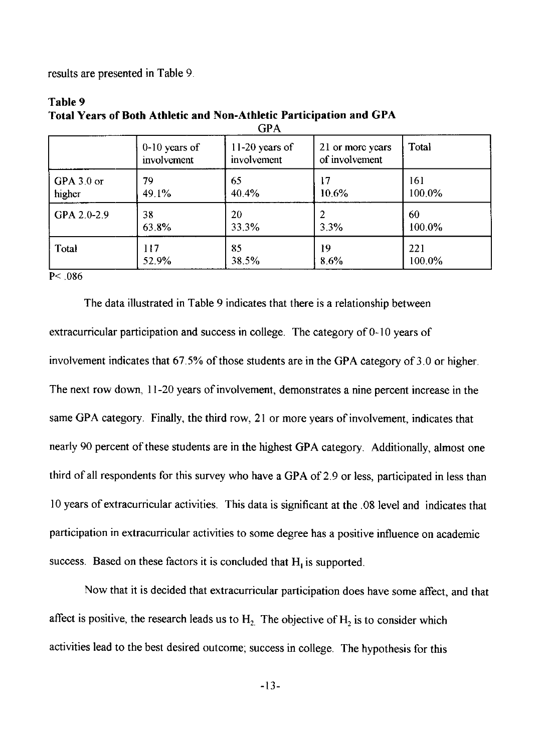results are presented in Table 9.

**Table 9**
**Total Years of Both Athletic and Non-Athletic Participation and GPA**

GPA

| | 0-10 years of involvement | 11-20 years of involvement | 21 or more years of involvement | Total |
|---|---|---|---|---|
| GPA 3.0 or higher | 79<br>49.1% | 65<br>40.4% | 17<br>10.6% | 161<br>100.0% |
| GPA 2.0-2.9 | 38<br>63.8% | 20<br>33.3% | 2<br>3.3% | 60<br>100.0% |
| Total | 117<br>52.9% | 85<br>38.5% | 19<br>8.6% | 221<br>100.0% |

$P < .086$

The data illustrated in Table 9 indicates that there is a relationship between extracurricular participation and success in college. The category of 0-10 years of involvement indicates that 67.5% of those students are in the GPA category of 3.0 or higher. The next row down, 11-20 years of involvement, demonstrates a nine percent increase in the same GPA category. Finally, the third row, 21 or more years of involvement, indicates that nearly 90 percent of these students are in the highest GPA category. Additionally, almost one third of all respondents for this survey who have a GPA of 2.9 or less, participated in less than 10 years of extracurricular activities. This data is significant at the .08 level and indicates that participation in extracurricular activities to some degree has a positive influence on academic success. Based on these factors it is concluded that $H_1$ is supported.

Now that it is decided that extracurricular participation does have some affect, and that affect is positive, the research leads us to $H_2$. The objective of $H_2$ is to consider which activities lead to the best desired outcome; success in college. The hypothesis for this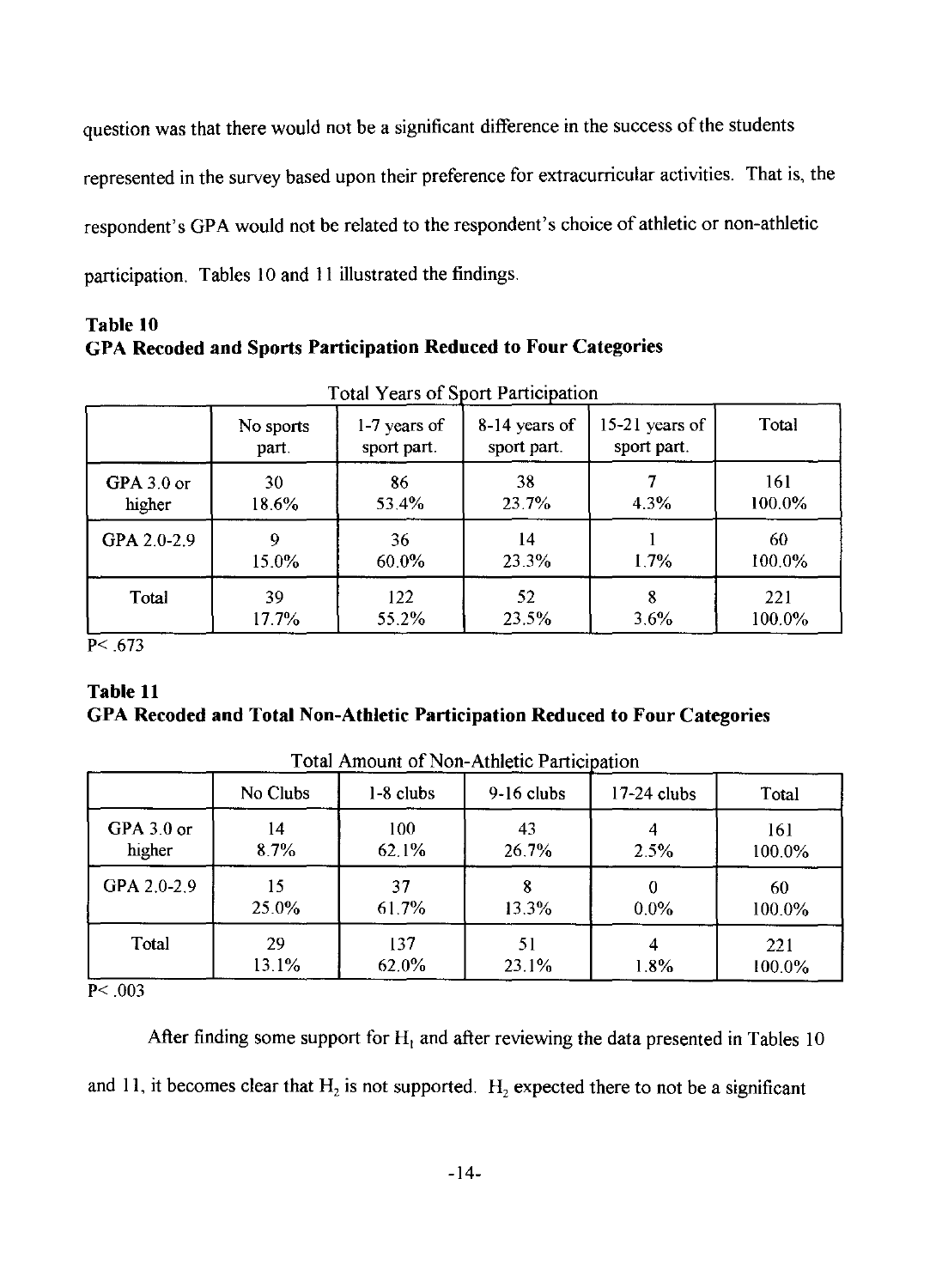question was that there would not be a significant difference in the success of the students represented in the survey based upon their preference for extracurricular activities. That is, the respondent's GPA would not be related to the respondent's choice of athletic or non-athletic participation. Tables 10 and 11 illustrated the findings.

**Table 10**
**GPA Recoded and Sports Participation Reduced to Four Categories**

Total Years of Sport Participation

| | No sports part. | 1-7 years of sport part. | 8-14 years of sport part. | 15-21 years of sport part. | Total |
|---|---|---|---|---|---|
| GPA 3.0 or higher | 30<br>18.6% | 86<br>53.4% | 38<br>23.7% | 7<br>4.3% | 161<br>100.0% |
| GPA 2.0-2.9 | 9<br>15.0% | 36<br>60.0% | 14<br>23.3% | 1<br>1.7% | 60<br>100.0% |
| Total | 39<br>17.7% | 122<br>55.2% | 52<br>23.5% | 8<br>3.6% | 221<br>100.0% |

$P < .673$

**Table 11**
**GPA Recoded and Total Non-Athletic Participation Reduced to Four Categories**

Total Amount of Non-Athletic Participation

| | No Clubs | 1-8 clubs | 9-16 clubs | 17-24 clubs | Total |
|---|---|---|---|---|---|
| GPA 3.0 or higher | 14<br>8.7% | 100<br>62.1% | 43<br>26.7% | 4<br>2.5% | 161<br>100.0% |
| GPA 2.0-2.9 | 15<br>25.0% | 37<br>61.7% | 8<br>13.3% | 0<br>0.0% | 60<br>100.0% |
| Total | 29<br>13.1% | 137<br>62.0% | 51<br>23.1% | 4<br>1.8% | 221<br>100.0% |

$P < .003$

After finding some support for $H_1$ and after reviewing the data presented in Tables 10 and 11, it becomes clear that $H_2$ is not supported. $H_2$ expected there to not be a significant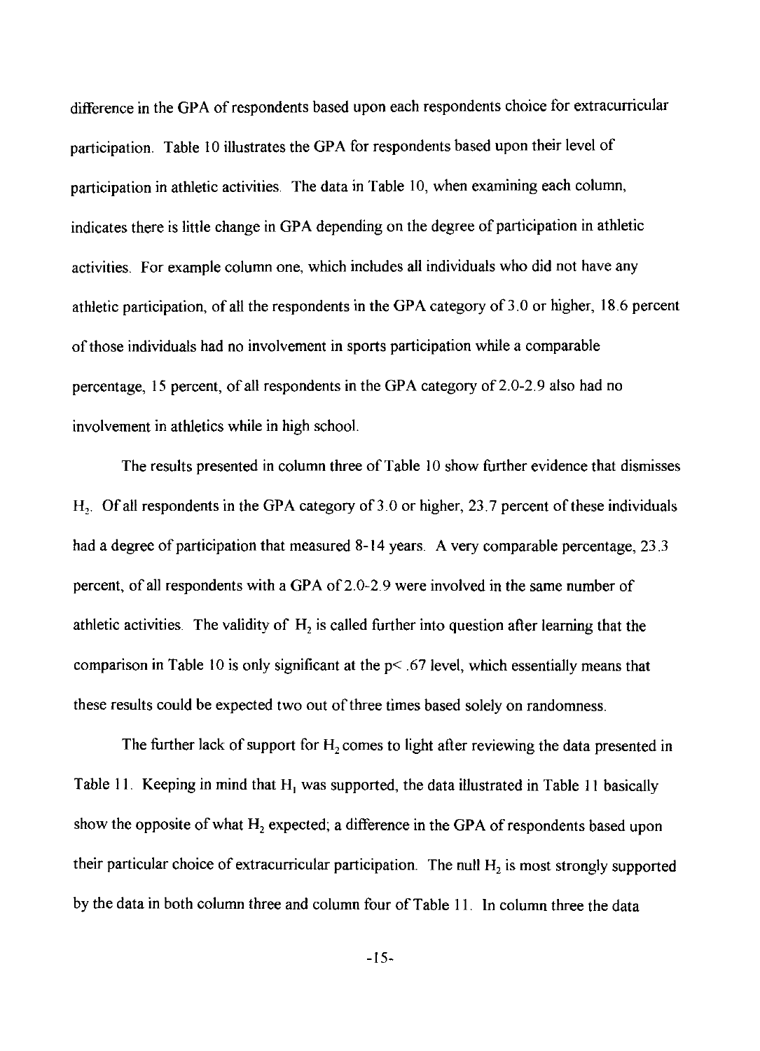difference in the GPA of respondents based upon each respondents choice for extracurricular participation. Table 10 illustrates the GPA for respondents based upon their level of participation in athletic activities. The data in Table 10, when examining each column, indicates there is little change in GPA depending on the degree of participation in athletic activities. For example column one, which includes all individuals who did not have any athletic participation, of all the respondents in the GPA category of 3.0 or higher, 18.6 percent of those individuals had no involvement in sports participation while a comparable percentage, 15 percent, of all respondents in the GPA category of 2.0-2.9 also had no involvement in athletics while in high school.

The results presented in column three of Table 10 show further evidence that dismisses $H_2$. Of all respondents in the GPA category of 3.0 or higher, 23.7 percent of these individuals had a degree of participation that measured 8-14 years. A very comparable percentage, 23.3 percent, of all respondents with a GPA of 2.0-2.9 were involved in the same number of athletic activities. The validity of $H_2$ is called further into question after learning that the comparison in Table 10 is only significant at the $p < .67$ level, which essentially means that these results could be expected two out of three times based solely on randomness.

The further lack of support for $H_2$ comes to light after reviewing the data presented in Table 11. Keeping in mind that $H_1$ was supported, the data illustrated in Table 11 basically show the opposite of what $H_2$ expected; a difference in the GPA of respondents based upon their particular choice of extracurricular participation. The null $H_2$ is most strongly supported by the data in both column three and column four of Table 11. In column three the data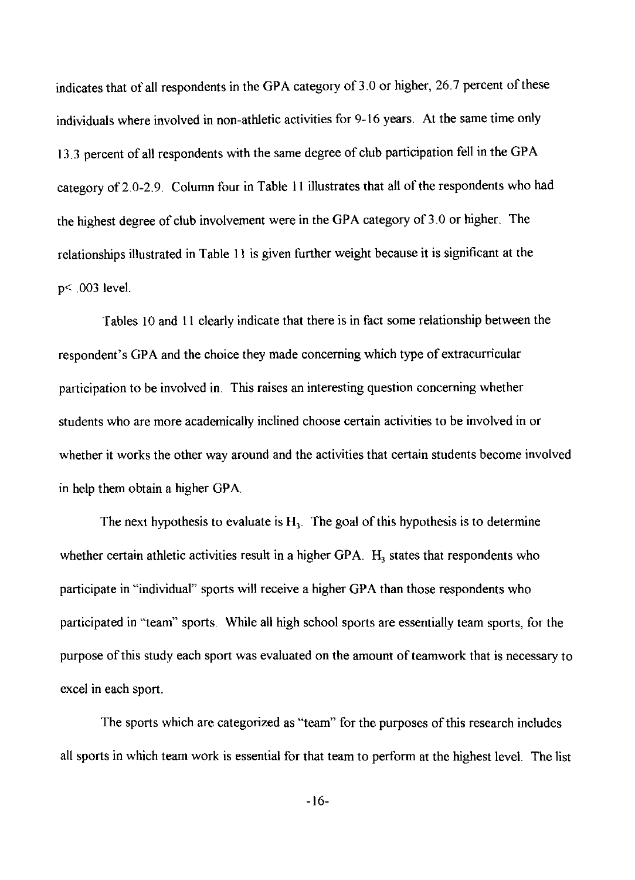indicates that of all respondents in the GPA category of 3.0 or higher, 26.7 percent of these individuals where involved in non-athletic activities for 9-16 years. At the same time only 13.3 percent of all respondents with the same degree of club participation fell in the GPA category of 2.0-2.9. Column four in Table 11 illustrates that all of the respondents who had the highest degree of club involvement were in the GPA category of 3.0 or higher. The relationships illustrated in Table 11 is given further weight because it is significant at the $p < .003$ level.

Tables 10 and 11 clearly indicate that there is in fact some relationship between the respondent's GPA and the choice they made concerning which type of extracurricular participation to be involved in. This raises an interesting question concerning whether students who are more academically inclined choose certain activities to be involved in or whether it works the other way around and the activities that certain students become involved in help them obtain a higher GPA.

The next hypothesis to evaluate is $H_3$. The goal of this hypothesis is to determine whether certain athletic activities result in a higher GPA. $H_3$ states that respondents who participate in "individual" sports will receive a higher GPA than those respondents who participated in "team" sports. While all high school sports are essentially team sports, for the purpose of this study each sport was evaluated on the amount of teamwork that is necessary to excel in each sport.

The sports which are categorized as "team" for the purposes of this research includes all sports in which team work is essential for that team to perform at the highest level. The list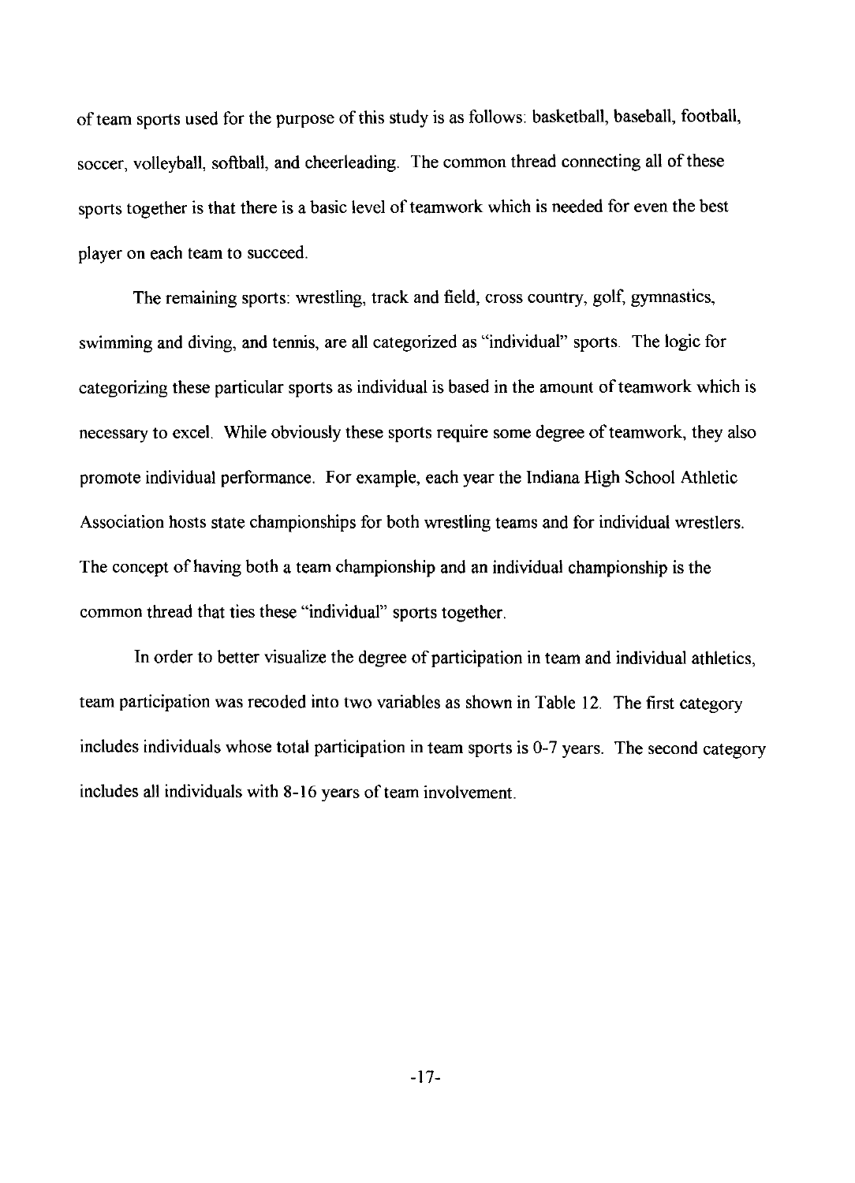of team sports used for the purpose of this study is as follows: basketball, baseball, football, soccer, volleyball, softball, and cheerleading. The common thread connecting all of these sports together is that there is a basic level of teamwork which is needed for even the best player on each team to succeed.

The remaining sports: wrestling, track and field, cross country, golf, gymnastics, swimming and diving, and tennis, are all categorized as "individual" sports. The logic for categorizing these particular sports as individual is based in the amount of teamwork which is necessary to excel. While obviously these sports require some degree of teamwork, they also promote individual performance. For example, each year the Indiana High School Athletic Association hosts state championships for both wrestling teams and for individual wrestlers. The concept of having both a team championship and an individual championship is the common thread that ties these "individual" sports together.

In order to better visualize the degree of participation in team and individual athletics, team participation was recoded into two variables as shown in Table 12. The first category includes individuals whose total participation in team sports is 0-7 years. The second category includes all individuals with 8-16 years of team involvement.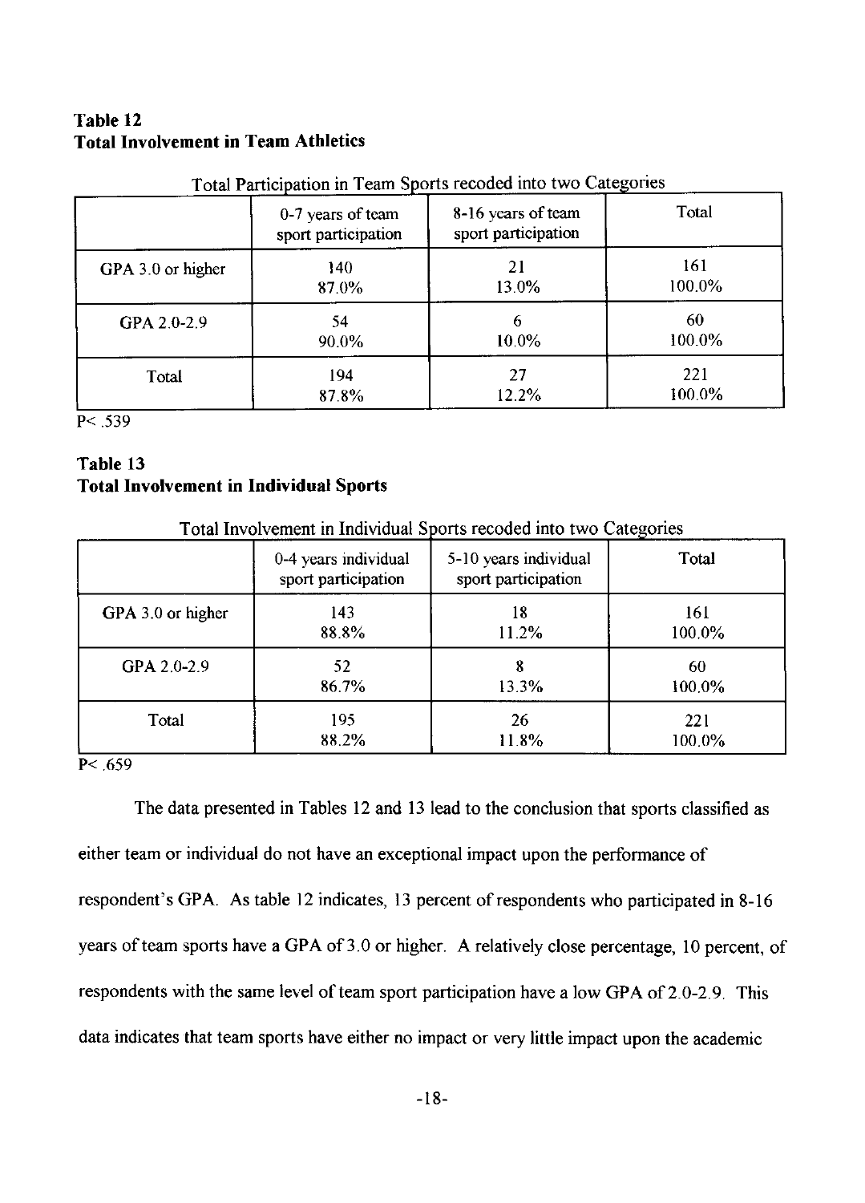**Table 12**
**Total Involvement in Team Athletics**

Total Participation in Team Sports recoded into two Categories

| | 0-7 years of team sport participation | 8-16 years of team sport participation | Total |
|---|---|---|---|
| GPA 3.0 or higher | 140<br>87.0% | 21<br>13.0% | 161<br>100.0% |
| GPA 2.0-2.9 | 54<br>90.0% | 6<br>10.0% | 60<br>100.0% |
| Total | 194<br>87.8% | 27<br>12.2% | 221<br>100.0% |

$P < .539$

**Table 13**
**Total Involvement in Individual Sports**

Total Involvement in Individual Sports recoded into two Categories

| | 0-4 years individual sport participation | 5-10 years individual sport participation | Total |
|---|---|---|---|
| GPA 3.0 or higher | 143<br>88.8% | 18<br>11.2% | 161<br>100.0% |
| GPA 2.0-2.9 | 52<br>86.7% | 8<br>13.3% | 60<br>100.0% |
| Total | 195<br>88.2% | 26<br>11.8% | 221<br>100.0% |

$P < .659$

The data presented in Tables 12 and 13 lead to the conclusion that sports classified as either team or individual do not have an exceptional impact upon the performance of respondent's GPA. As table 12 indicates, 13 percent of respondents who participated in 8-16 years of team sports have a GPA of 3.0 or higher. A relatively close percentage, 10 percent, of respondents with the same level of team sport participation have a low GPA of 2.0-2.9. This data indicates that team sports have either no impact or very little impact upon the academic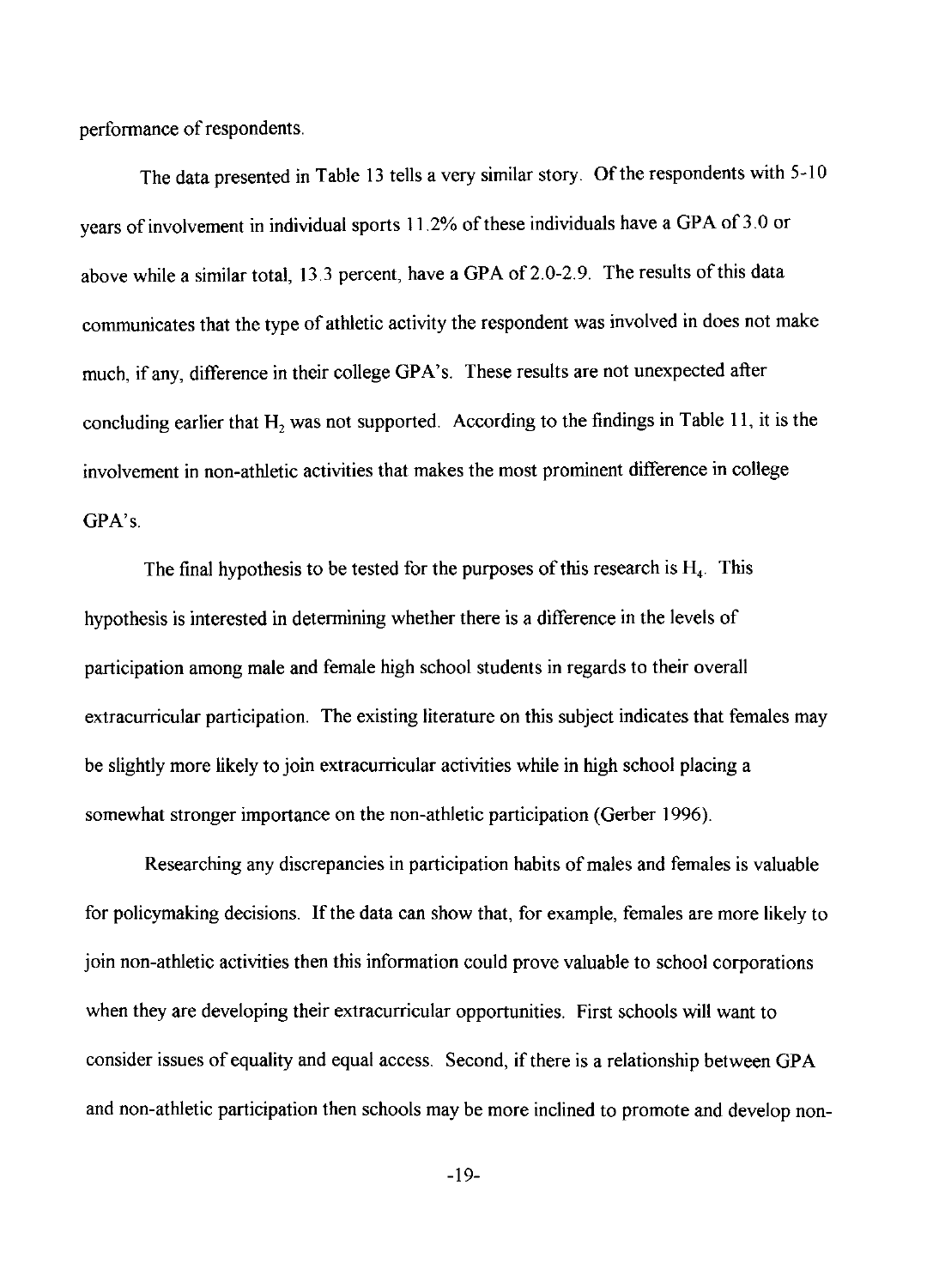performance of respondents.

The data presented in Table 13 tells a very similar story. Of the respondents with 5-10 years of involvement in individual sports 11.2% of these individuals have a GPA of 3.0 or above while a similar total, 13.3 percent, have a GPA of 2.0-2.9. The results of this data communicates that the type of athletic activity the respondent was involved in does not make much, if any, difference in their college GPA's. These results are not unexpected after concluding earlier that $H_2$ was not supported. According to the findings in Table 11, it is the involvement in non-athletic activities that makes the most prominent difference in college GPA's.

The final hypothesis to be tested for the purposes of this research is $H_4$. This hypothesis is interested in determining whether there is a difference in the levels of participation among male and female high school students in regards to their overall extracurricular participation. The existing literature on this subject indicates that females may be slightly more likely to join extracurricular activities while in high school placing a somewhat stronger importance on the non-athletic participation (Gerber 1996).

Researching any discrepancies in participation habits of males and females is valuable for policymaking decisions. If the data can show that, for example, females are more likely to join non-athletic activities then this information could prove valuable to school corporations when they are developing their extracurricular opportunities. First schools will want to consider issues of equality and equal access. Second, if there is a relationship between GPA and non-athletic participation then schools may be more inclined to promote and develop non-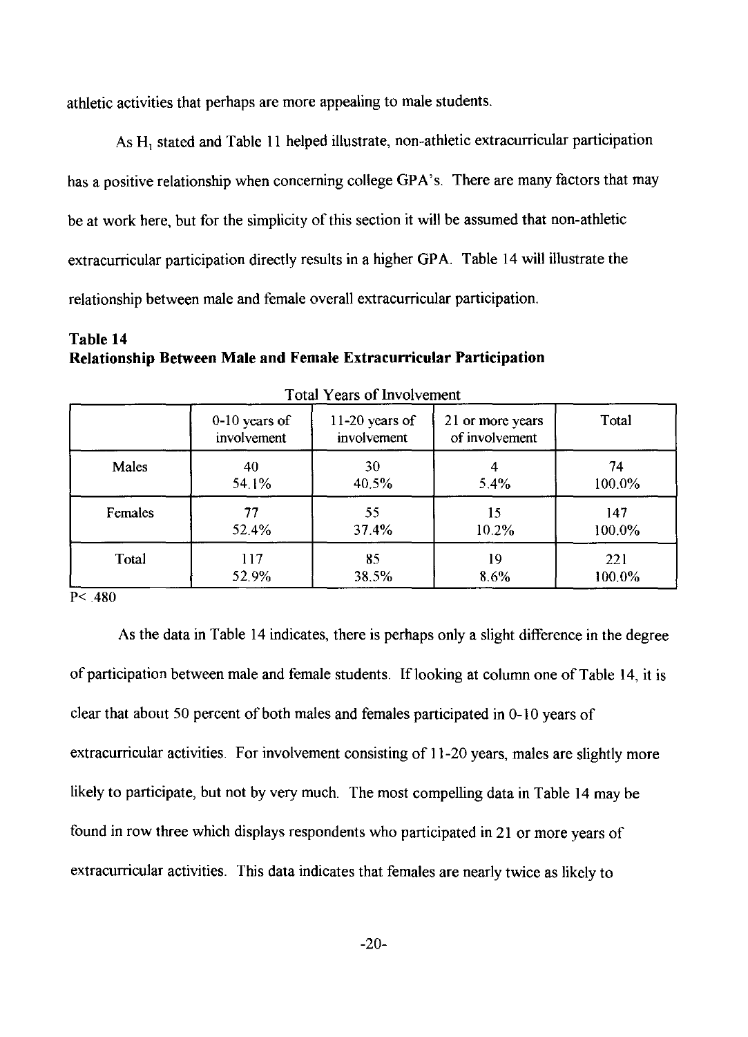athletic activities that perhaps are more appealing to male students.

As $H_1$ stated and Table 11 helped illustrate, non-athletic extracurricular participation has a positive relationship when concerning college GPA's. There are many factors that may be at work here, but for the simplicity of this section it will be assumed that non-athletic extracurricular participation directly results in a higher GPA. Table 14 will illustrate the relationship between male and female overall extracurricular participation.

**Table 14**
**Relationship Between Male and Female Extracurricular Participation**

Total Years of Involvement

| | 0-10 years of involvement | 11-20 years of involvement | 21 or more years of involvement | Total |
|---|---|---|---|---|
| Males | 40<br>54.1% | 30<br>40.5% | 4<br>5.4% | 74<br>100.0% |
| Females | 77<br>52.4% | 55<br>37.4% | 15<br>10.2% | 147<br>100.0% |
| Total | 117<br>52.9% | 85<br>38.5% | 19<br>8.6% | 221<br>100.0% |

$P < .480$

As the data in Table 14 indicates, there is perhaps only a slight difference in the degree of participation between male and female students. If looking at column one of Table 14, it is clear that about 50 percent of both males and females participated in 0-10 years of extracurricular activities. For involvement consisting of 11-20 years, males are slightly more likely to participate, but not by very much. The most compelling data in Table 14 may be found in row three which displays respondents who participated in 21 or more years of extracurricular activities. This data indicates that females are nearly twice as likely to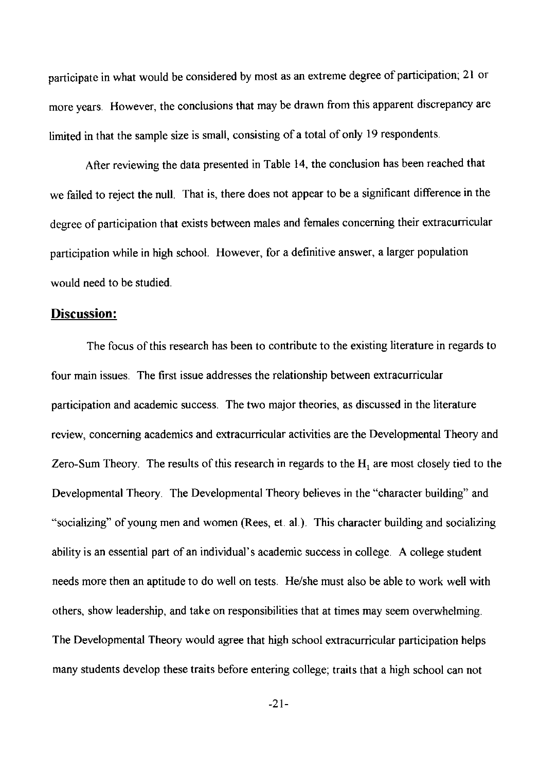participate in what would be considered by most as an extreme degree of participation; 21 or more years. However, the conclusions that may be drawn from this apparent discrepancy are limited in that the sample size is small, consisting of a total of only 19 respondents.

After reviewing the data presented in Table 14, the conclusion has been reached that we failed to reject the null. That is, there does not appear to be a significant difference in the degree of participation that exists between males and females concerning their extracurricular participation while in high school. However, for a definitive answer, a larger population would need to be studied.

## Discussion:

The focus of this research has been to contribute to the existing literature in regards to four main issues. The first issue addresses the relationship between extracurricular participation and academic success. The two major theories, as discussed in the literature review, concerning academics and extracurricular activities are the Developmental Theory and Zero-Sum Theory. The results of this research in regards to the $H_1$ are most closely tied to the Developmental Theory. The Developmental Theory believes in the "character building" and "socializing" of young men and women (Rees, et. al.). This character building and socializing ability is an essential part of an individual's academic success in college. A college student needs more then an aptitude to do well on tests. He/she must also be able to work well with others, show leadership, and take on responsibilities that at times may seem overwhelming. The Developmental Theory would agree that high school extracurricular participation helps many students develop these traits before entering college; traits that a high school can not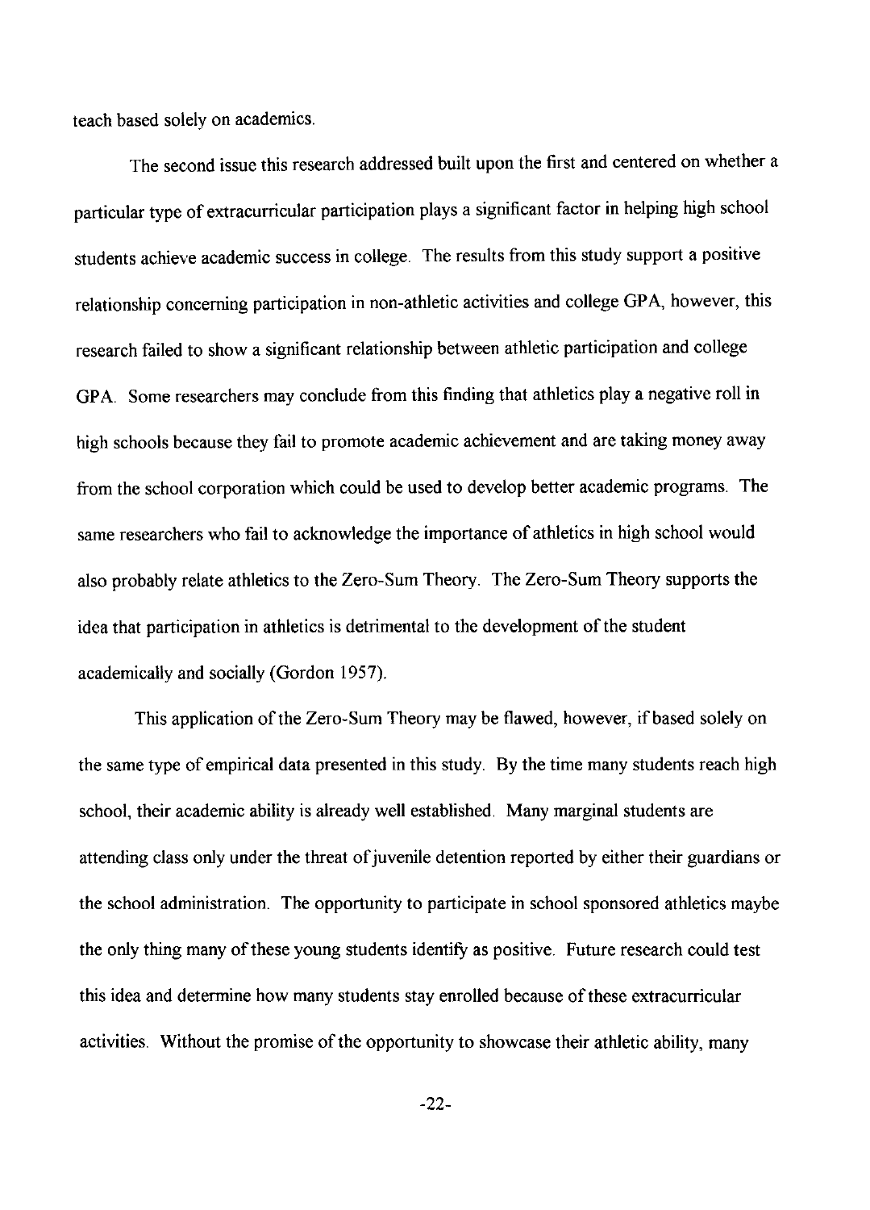teach based solely on academics.

The second issue this research addressed built upon the first and centered on whether a particular type of extracurricular participation plays a significant factor in helping high school students achieve academic success in college. The results from this study support a positive relationship concerning participation in non-athletic activities and college GPA, however, this research failed to show a significant relationship between athletic participation and college GPA. Some researchers may conclude from this finding that athletics play a negative roll in high schools because they fail to promote academic achievement and are taking money away from the school corporation which could be used to develop better academic programs. The same researchers who fail to acknowledge the importance of athletics in high school would also probably relate athletics to the Zero-Sum Theory. The Zero-Sum Theory supports the idea that participation in athletics is detrimental to the development of the student academically and socially (Gordon 1957).

This application of the Zero-Sum Theory may be flawed, however, if based solely on the same type of empirical data presented in this study. By the time many students reach high school, their academic ability is already well established. Many marginal students are attending class only under the threat of juvenile detention reported by either their guardians or the school administration. The opportunity to participate in school sponsored athletics maybe the only thing many of these young students identify as positive. Future research could test this idea and determine how many students stay enrolled because of these extracurricular activities. Without the promise of the opportunity to showcase their athletic ability, many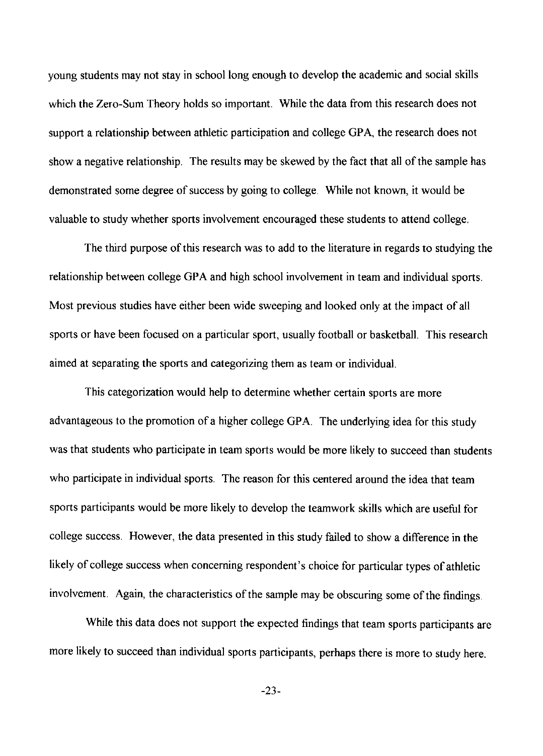young students may not stay in school long enough to develop the academic and social skills which the Zero-Sum Theory holds so important. While the data from this research does not support a relationship between athletic participation and college GPA, the research does not show a negative relationship. The results may be skewed by the fact that all of the sample has demonstrated some degree of success by going to college. While not known, it would be valuable to study whether sports involvement encouraged these students to attend college.

The third purpose of this research was to add to the literature in regards to studying the relationship between college GPA and high school involvement in team and individual sports. Most previous studies have either been wide sweeping and looked only at the impact of all sports or have been focused on a particular sport, usually football or basketball. This research aimed at separating the sports and categorizing them as team or individual.

This categorization would help to determine whether certain sports are more advantageous to the promotion of a higher college GPA. The underlying idea for this study was that students who participate in team sports would be more likely to succeed than students who participate in individual sports. The reason for this centered around the idea that team sports participants would be more likely to develop the teamwork skills which are useful for college success. However, the data presented in this study failed to show a difference in the likely of college success when concerning respondent's choice for particular types of athletic involvement. Again, the characteristics of the sample may be obscuring some of the findings.

While this data does not support the expected findings that team sports participants are more likely to succeed than individual sports participants, perhaps there is more to study here.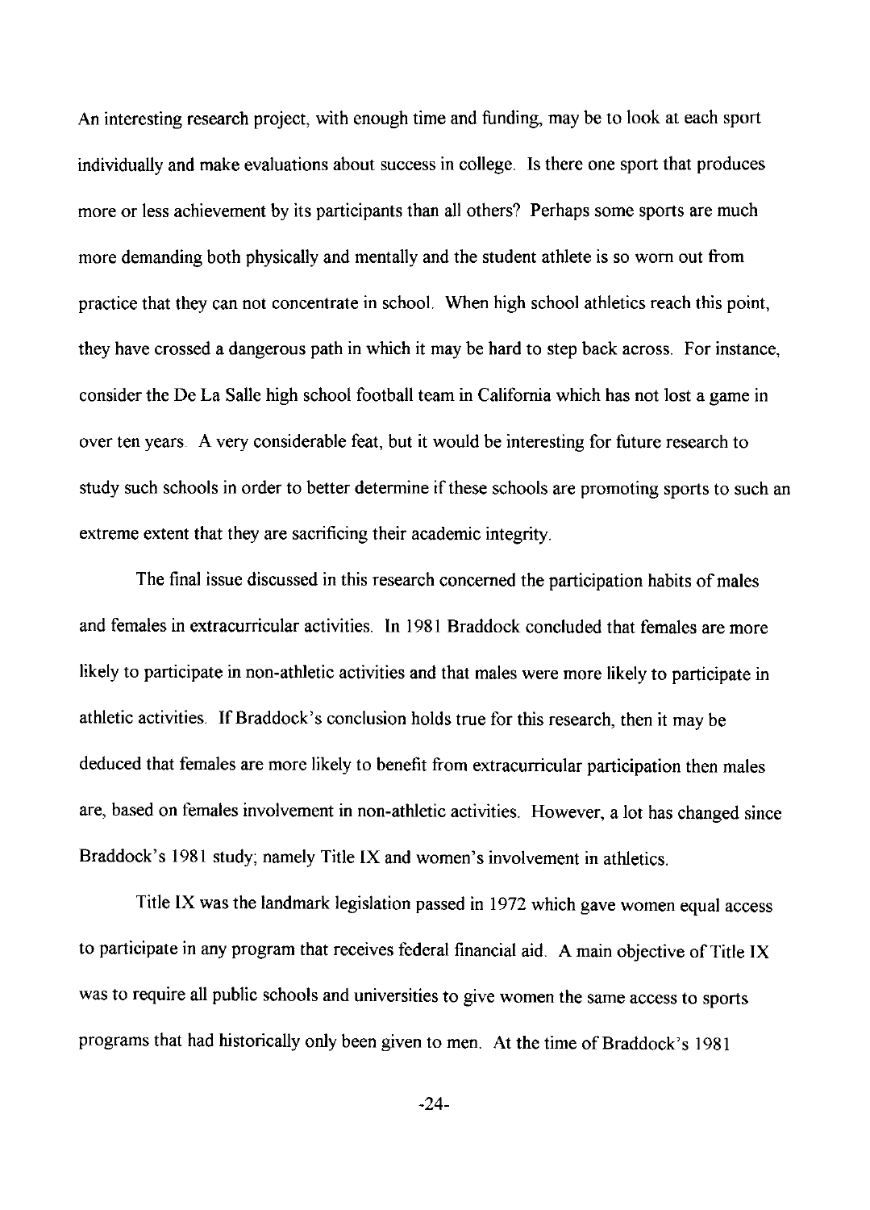An interesting research project, with enough time and funding, may be to look at each sport individually and make evaluations about success in college. Is there one sport that produces more or less achievement by its participants than all others? Perhaps some sports are much more demanding both physically and mentally and the student athlete is so worn out from practice that they can not concentrate in school. When high school athletics reach this point, they have crossed a dangerous path in which it may be hard to step back across. For instance, consider the De La Salle high school football team in California which has not lost a game in over ten years. A very considerable feat, but it would be interesting for future research to study such schools in order to better determine if these schools are promoting sports to such an extreme extent that they are sacrificing their academic integrity.

The final issue discussed in this research concerned the participation habits of males and females in extracurricular activities. In 1981 Braddock concluded that females are more likely to participate in non-athletic activities and that males were more likely to participate in athletic activities. If Braddock's conclusion holds true for this research, then it may be deduced that females are more likely to benefit from extracurricular participation then males are, based on females involvement in non-athletic activities. However, a lot has changed since Braddock's 1981 study; namely Title IX and women's involvement in athletics.

Title IX was the landmark legislation passed in 1972 which gave women equal access to participate in any program that receives federal financial aid. A main objective of Title IX was to require all public schools and universities to give women the same access to sports programs that had historically only been given to men. At the time of Braddock's 1981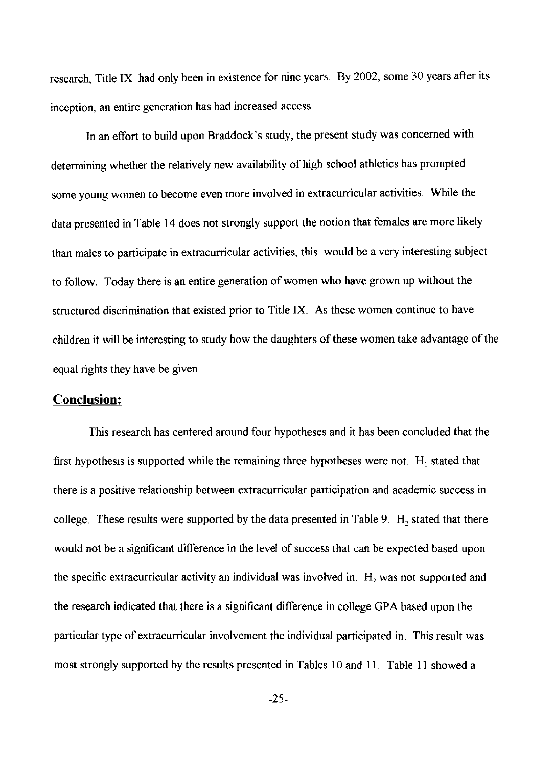research, Title IX had only been in existence for nine years. By 2002, some 30 years after its inception, an entire generation has had increased access.

In an effort to build upon Braddock's study, the present study was concerned with determining whether the relatively new availability of high school athletics has prompted some young women to become even more involved in extracurricular activities. While the data presented in Table 14 does not strongly support the notion that females are more likely than males to participate in extracurricular activities, this would be a very interesting subject to follow. Today there is an entire generation of women who have grown up without the structured discrimination that existed prior to Title IX. As these women continue to have children it will be interesting to study how the daughters of these women take advantage of the equal rights they have be given.

## Conclusion:

This research has centered around four hypotheses and it has been concluded that the first hypothesis is supported while the remaining three hypotheses were not. $H_1$ stated that there is a positive relationship between extracurricular participation and academic success in college. These results were supported by the data presented in Table 9. $H_2$ stated that there would not be a significant difference in the level of success that can be expected based upon the specific extracurricular activity an individual was involved in. $H_2$ was not supported and the research indicated that there is a significant difference in college GPA based upon the particular type of extracurricular involvement the individual participated in. This result was most strongly supported by the results presented in Tables 10 and 11. Table 11 showed a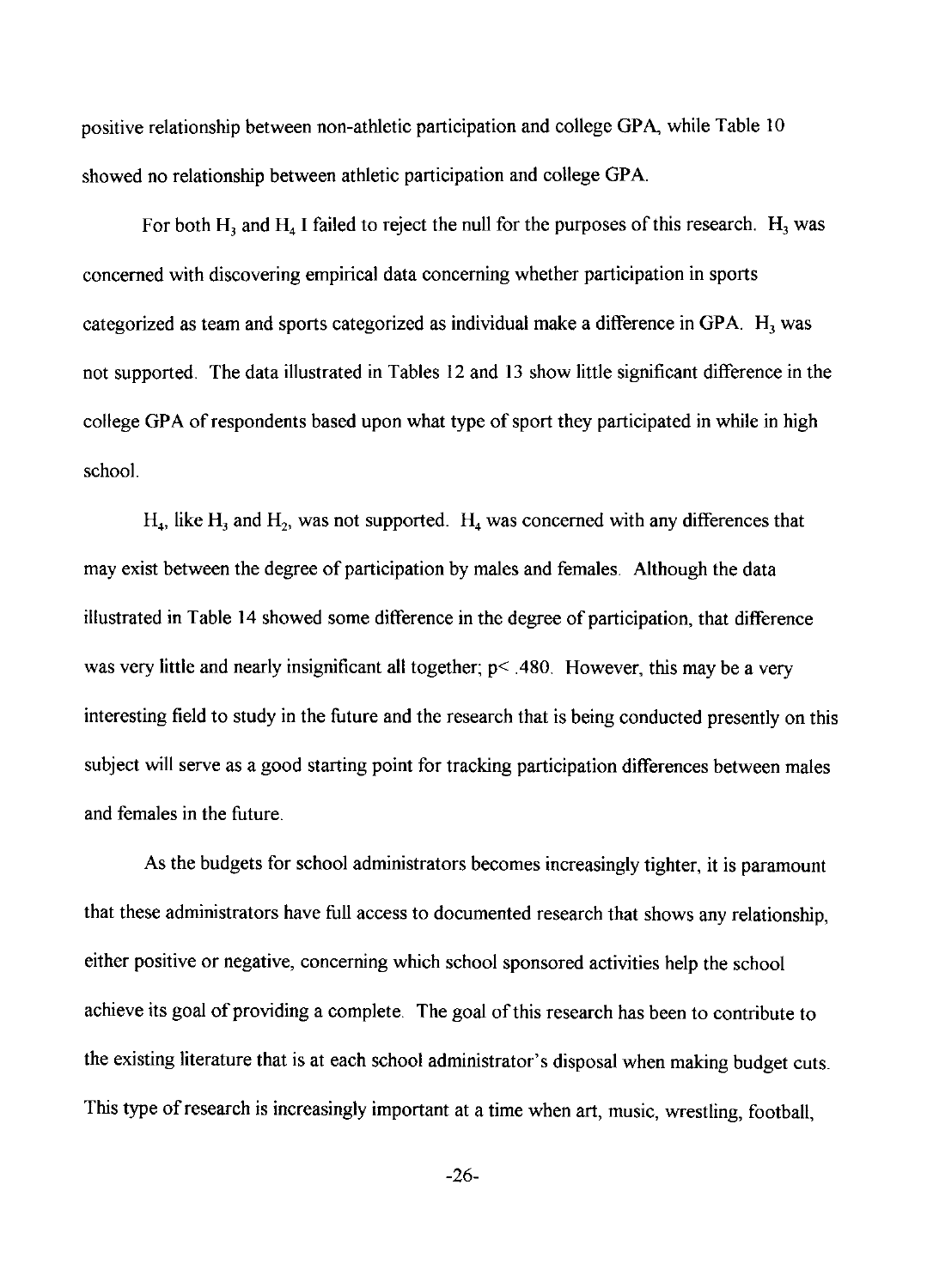positive relationship between non-athletic participation and college GPA, while Table 10 showed no relationship between athletic participation and college GPA.

For both $H_3$ and $H_4$ I failed to reject the null for the purposes of this research. $H_3$ was concerned with discovering empirical data concerning whether participation in sports categorized as team and sports categorized as individual make a difference in GPA. $H_3$ was not supported. The data illustrated in Tables 12 and 13 show little significant difference in the college GPA of respondents based upon what type of sport they participated in while in high school.

$H_4$, like $H_3$ and $H_2$, was not supported. $H_4$ was concerned with any differences that may exist between the degree of participation by males and females. Although the data illustrated in Table 14 showed some difference in the degree of participation, that difference was very little and nearly insignificant all together; $p < .480$. However, this may be a very interesting field to study in the future and the research that is being conducted presently on this subject will serve as a good starting point for tracking participation differences between males and females in the future.

As the budgets for school administrators becomes increasingly tighter, it is paramount that these administrators have full access to documented research that shows any relationship, either positive or negative, concerning which school sponsored activities help the school achieve its goal of providing a complete. The goal of this research has been to contribute to the existing literature that is at each school administrator's disposal when making budget cuts. This type of research is increasingly important at a time when art, music, wrestling, football,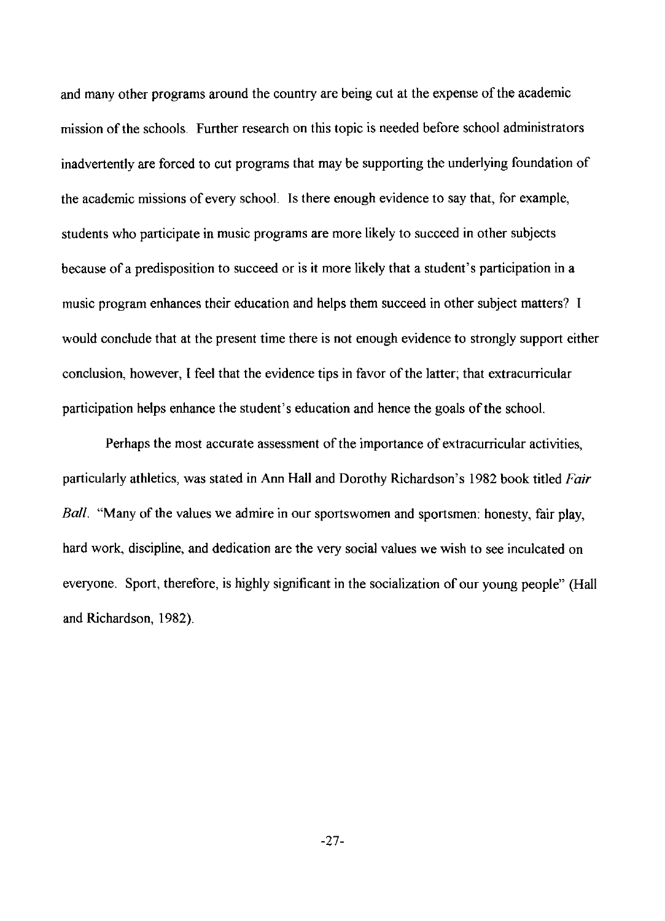and many other programs around the country are being cut at the expense of the academic mission of the schools. Further research on this topic is needed before school administrators inadvertently are forced to cut programs that may be supporting the underlying foundation of the academic missions of every school. Is there enough evidence to say that, for example, students who participate in music programs are more likely to succeed in other subjects because of a predisposition to succeed or is it more likely that a student's participation in a music program enhances their education and helps them succeed in other subject matters? I would conclude that at the present time there is not enough evidence to strongly support either conclusion, however, I feel that the evidence tips in favor of the latter; that extracurricular participation helps enhance the student's education and hence the goals of the school.

Perhaps the most accurate assessment of the importance of extracurricular activities, particularly athletics, was stated in Ann Hall and Dorothy Richardson's 1982 book titled *Fair Ball*. "Many of the values we admire in our sportswomen and sportsmen: honesty, fair play, hard work, discipline, and dedication are the very social values we wish to see inculcated on everyone. Sport, therefore, is highly significant in the socialization of our young people" (Hall and Richardson, 1982).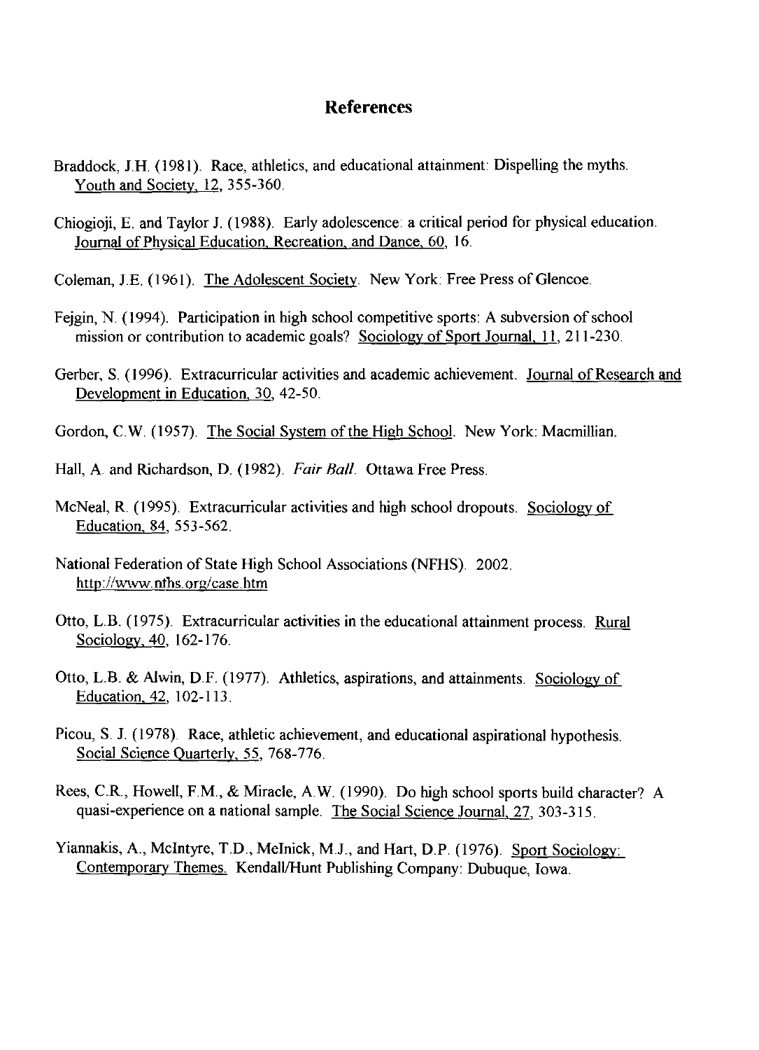## References

Braddock, J.H. (1981). Race, athletics, and educational attainment: Dispelling the myths. Youth and Society, 12, 355-360.

Chiogioji, E. and Taylor J. (1988). Early adolescence: a critical period for physical education. Journal of Physical Education, Recreation, and Dance, 60, 16.

Coleman, J.E. (1961). The Adolescent Society. New York: Free Press of Glencoe.

Fejgin, N. (1994). Participation in high school competitive sports: A subversion of school mission or contribution to academic goals? Sociology of Sport Journal, 11, 211-230.

Gerber, S. (1996). Extracurricular activities and academic achievement. Journal of Research and Development in Education, 30, 42-50.

Gordon, C.W. (1957). The Social System of the High School. New York: Macmillian.

Hall, A. and Richardson, D. (1982). *Fair Ball.* Ottawa Free Press.

McNeal, R. (1995). Extracurricular activities and high school dropouts. Sociology of Education, 84, 553-562.

National Federation of State High School Associations (NFHS). 2002. http://www.nfhs.org/case.htm

Otto, L.B. (1975). Extracurricular activities in the educational attainment process. Rural Sociology, 40, 162-176.

Otto, L.B. & Alwin, D.F. (1977). Athletics, aspirations, and attainments. Sociology of Education, 42, 102-113.

Picou, S. J. (1978). Race, athletic achievement, and educational aspirational hypothesis. Social Science Quarterly, 55, 768-776.

Rees, C.R., Howell, F.M., & Miracle, A.W. (1990). Do high school sports build character? A quasi-experience on a national sample. The Social Science Journal, 27, 303-315.

Yiannakis, A., McIntyre, T.D., Melnick, M.J., and Hart, D.P. (1976). Sport Sociology: Contemporary Themes. Kendall/Hunt Publishing Company: Dubuque, Iowa.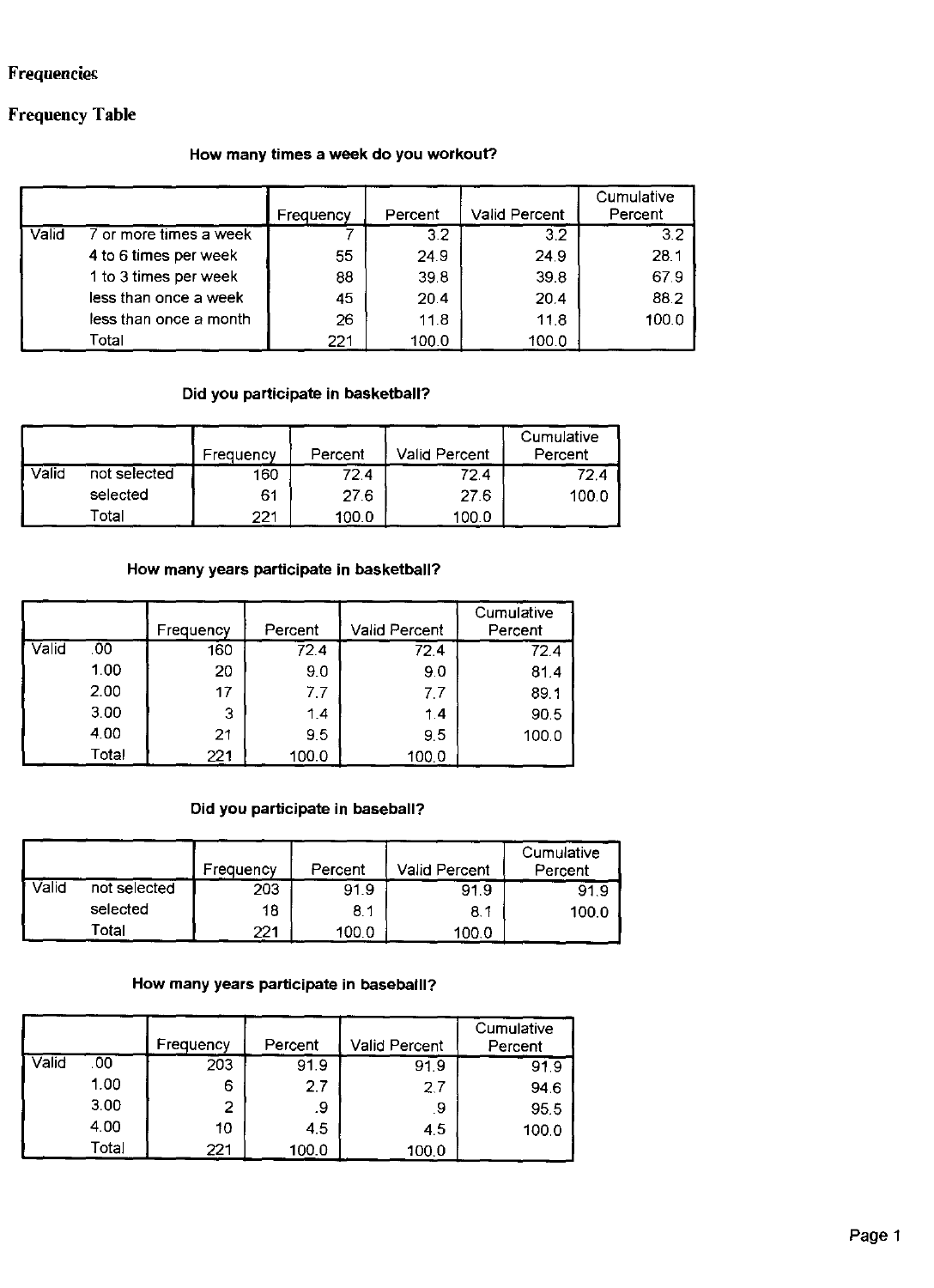# Frequencies

## Frequency Table

### How many times a week do you workout?

| | | Frequency | Percent | Valid Percent | Cumulative Percent |
|---|---|---|---|---|---|
| Valid | 7 or more times a week | 7 | 3.2 | 3.2 | 3.2 |
| | 4 to 6 times per week | 55 | 24.9 | 24.9 | 28.1 |
| | 1 to 3 times per week | 88 | 39.8 | 39.8 | 67.9 |
| | less than once a week | 45 | 20.4 | 20.4 | 88.2 |
| | less than once a month | 26 | 11.8 | 11.8 | 100.0 |
| | Total | 221 | 100.0 | 100.0 | |

### Did you participate in basketball?

| | | Frequency | Percent | Valid Percent | Cumulative Percent |
|---|---|---|---|---|---|
| Valid | not selected | 160 | 72.4 | 72.4 | 72.4 |
| | selected | 61 | 27.6 | 27.6 | 100.0 |
| | Total | 221 | 100.0 | 100.0 | |

### How many years participate in basketball?

| | | Frequency | Percent | Valid Percent | Cumulative Percent |
|---|---|---|---|---|---|
| Valid | .00 | 160 | 72.4 | 72.4 | 72.4 |
| | 1.00 | 20 | 9.0 | 9.0 | 81.4 |
| | 2.00 | 17 | 7.7 | 7.7 | 89.1 |
| | 3.00 | 3 | 1.4 | 1.4 | 90.5 |
| | 4.00 | 21 | 9.5 | 9.5 | 100.0 |
| | Total | 221 | 100.0 | 100.0 | |

### Did you participate in baseball?

| | | Frequency | Percent | Valid Percent | Cumulative Percent |
|---|---|---|---|---|---|
| Valid | not selected | 203 | 91.9 | 91.9 | 91.9 |
| | selected | 18 | 8.1 | 8.1 | 100.0 |
| | Total | 221 | 100.0 | 100.0 | |

### How many years participate in baseball?

| | | Frequency | Percent | Valid Percent | Cumulative Percent |
|---|---|---|---|---|---|
| Valid | .00 | 203 | 91.9 | 91.9 | 91.9 |
| | 1.00 | 6 | 2.7 | 2.7 | 94.6 |
| | 3.00 | 2 | .9 | .9 | 95.5 |
| | 4.00 | 10 | 4.5 | 4.5 | 100.0 |
| | Total | 221 | 100.0 | 100.0 | |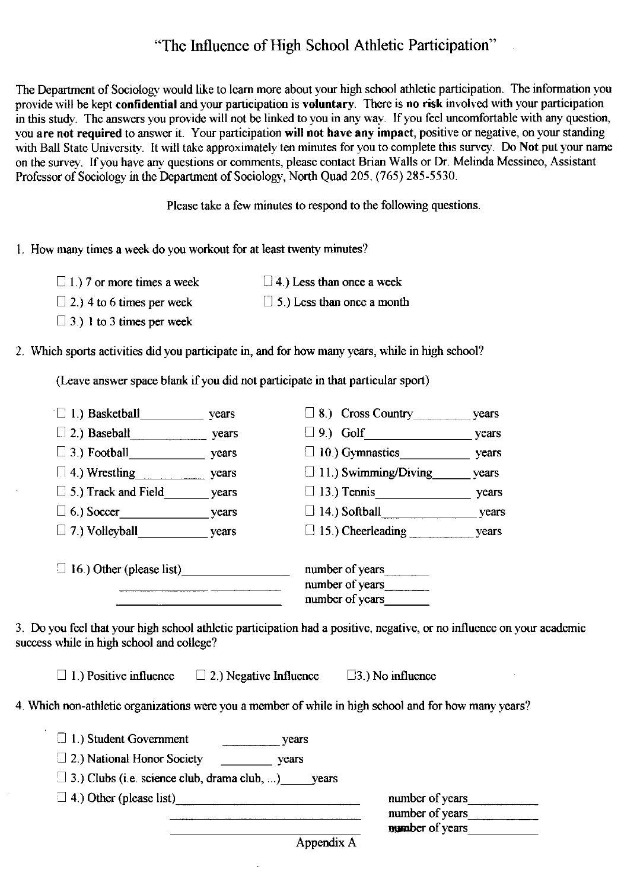# "The Influence of High School Athletic Participation"

The Department of Sociology would like to learn more about your high school athletic participation. The information you provide will be kept **confidential** and your participation is **voluntary**. There is **no risk** involved with your participation in this study. The answers you provide will not be linked to you in any way. If you feel uncomfortable with any question, you **are not required** to answer it. Your participation **will not have any impact**, positive or negative, on your standing with Ball State University. It will take approximately ten minutes for you to complete this survey. **Do Not** put your name on the survey. If you have any questions or comments, please contact Brian Walls or Dr. Melinda Messineo, Assistant Professor of Sociology in the Department of Sociology, North Quad 205, (765) 285-5530.

Please take a few minutes to respond to the following questions.

1. How many times a week do you workout for at least twenty minutes?

- ☐ 1.) 7 or more times a week
- ☐ 2.) 4 to 6 times per week
- ☐ 3.) 1 to 3 times per week
- ☐ 4.) Less than once a week
- ☐ 5.) Less than once a month

2. Which sports activities did you participate in, and for how many years, while in high school?

(Leave answer space blank if you did not participate in that particular sport)

- ☐ 1.) Basketball__________ years
- ☐ 2.) Baseball__________ years
- ☐ 3.) Football__________ years
- ☐ 4.) Wrestling__________ years
- ☐ 5.) Track and Field__________ years
- ☐ 6.) Soccer__________ years
- ☐ 7.) Volleyball__________ years
- ☐ 8.) Cross Country__________ years
- ☐ 9.) Golf__________ years
- ☐ 10.) Gymnastics__________ years
- ☐ 11.) Swimming/Diving__________ years
- ☐ 13.) Tennis__________ years
- ☐ 14.) Softball__________ years
- ☐ 15.) Cheerleading__________ years
- ☐ 16.) Other (please list)__________ number of years_______
  __________ number of years_______
  __________ number of years_______

3. Do you feel that your high school athletic participation had a positive, negative, or no influence on your academic success while in high school and college?

- ☐ 1.) Positive influence
- ☐ 2.) Negative Influence
- ☐ 3.) No influence

4. Which non-athletic organizations were you a member of while in high school and for how many years?

- ☐ 1.) Student Government __________ years
- ☐ 2.) National Honor Society __________ years
- ☐ 3.) Clubs (i.e. science club, drama club, ...)_____years
- ☐ 4.) Other (please list)__________ number of years__________
  __________ number of years__________
  __________ number of years__________

Appendix A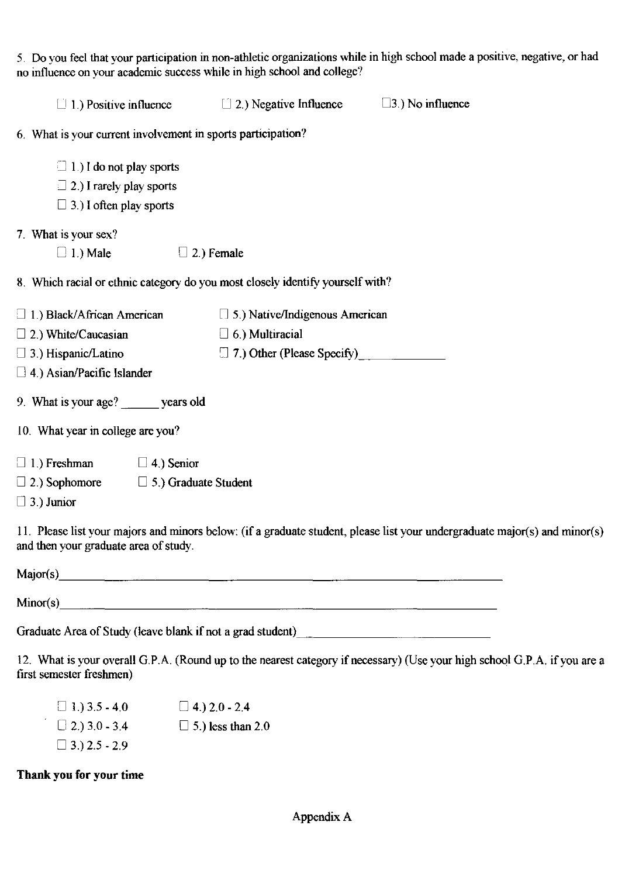5. Do you feel that your participation in non-athletic organizations while in high school made a positive, negative, or had no influence on your academic success while in high school and college?

☐ 1.) Positive influence ☐ 2.) Negative Influence ☐ 3.) No influence

6. What is your current involvement in sports participation?

☐ 1.) I do not play sports
☐ 2.) I rarely play sports
☐ 3.) I often play sports

7. What is your sex?

☐ 1.) Male ☐ 2.) Female

8. Which racial or ethnic category do you most closely identify yourself with?

☐ 1.) Black/African American
☐ 2.) White/Caucasian
☐ 3.) Hispanic/Latino
☐ 4.) Asian/Pacific Islander
☐ 5.) Native/Indigenous American
☐ 6.) Multiracial
☐ 7.) Other (Please Specify)\_\_\_\_\_\_\_\_\_\_\_\_\_\_

9. What is your age? \_\_\_\_\_\_ years old

10. What year in college are you?

☐ 1.) Freshman
☐ 2.) Sophomore
☐ 3.) Junior
☐ 4.) Senior
☐ 5.) Graduate Student

11. Please list your majors and minors below: (if a graduate student, please list your undergraduate major(s) and minor(s) and then your graduate area of study.

Major(s)\_\_\_\_\_\_\_\_\_\_\_\_\_\_\_\_\_\_\_\_\_\_\_\_\_\_\_\_\_\_\_\_\_\_\_\_\_\_\_\_\_\_\_\_\_\_\_\_\_\_\_\_\_\_

Minor(s)\_\_\_\_\_\_\_\_\_\_\_\_\_\_\_\_\_\_\_\_\_\_\_\_\_\_\_\_\_\_\_\_\_\_\_\_\_\_\_\_\_\_\_\_\_\_\_\_\_\_\_\_\_\_

Graduate Area of Study (leave blank if not a grad student)\_\_\_\_\_\_\_\_\_\_\_\_\_\_\_\_\_\_\_\_\_\_\_\_

12. What is your overall G.P.A. (Round up to the nearest category if necessary) (Use your high school G.P.A. if you are a first semester freshmen)

☐ 1.) 3.5 - 4.0
☐ 2.) 3.0 - 3.4
☐ 3.) 2.5 - 2.9
☐ 4.) 2.0 - 2.4
☐ 5.) less than 2.0

**Thank you for your time**

Appendix A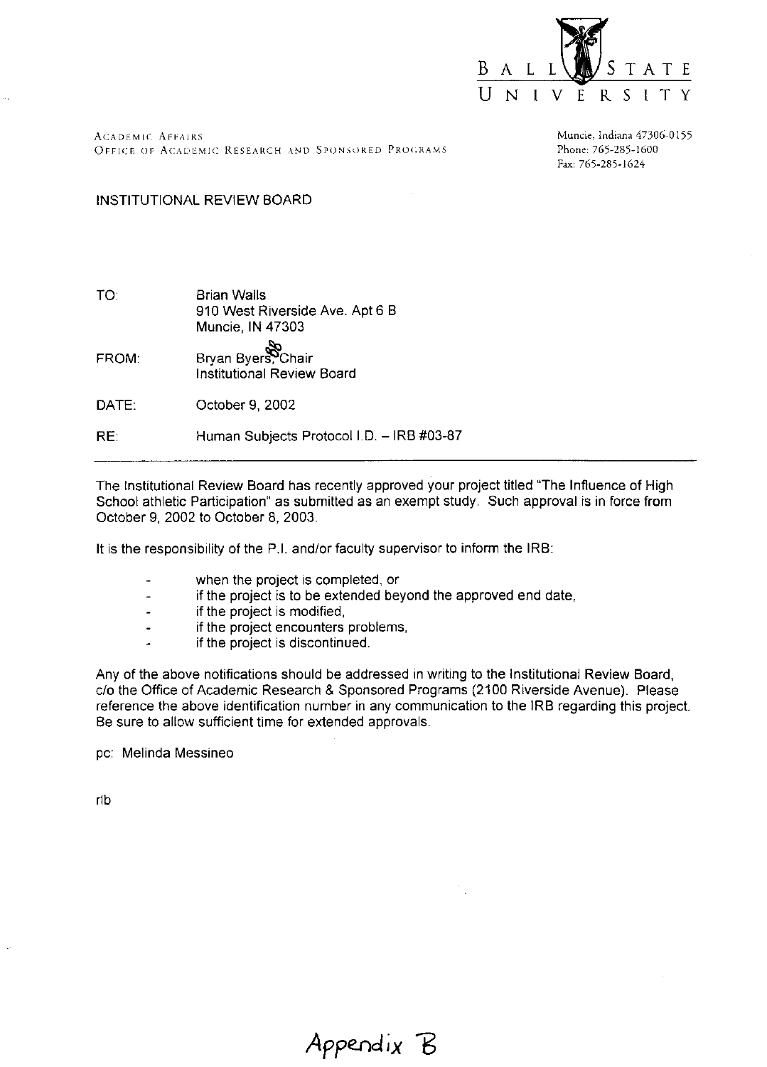BALL STATE UNIVERSITY

ACADEMIC AFFAIRS
OFFICE OF ACADEMIC RESEARCH AND SPONSORED PROGRAMS

Muncie, Indiana 47306-0155
Phone: 765-285-1600
Fax: 765-285-1624

INSTITUTIONAL REVIEW BOARD

TO: Brian Walls
910 West Riverside Ave. Apt 6 B
Muncie, IN 47303

FROM: Bryan Byers, Chair
Institutional Review Board

DATE: October 9, 2002

RE: Human Subjects Protocol I.D. – IRB #03-87

---

The Institutional Review Board has recently approved your project titled "The Influence of High School athletic Participation" as submitted as an exempt study. Such approval is in force from October 9, 2002 to October 8, 2003.

It is the responsibility of the P.I. and/or faculty supervisor to inform the IRB:

- when the project is completed, or
- if the project is to be extended beyond the approved end date,
- if the project is modified,
- if the project encounters problems,
- if the project is discontinued.

Any of the above notifications should be addressed in writing to the Institutional Review Board, c/o the Office of Academic Research & Sponsored Programs (2100 Riverside Avenue). Please reference the above identification number in any communication to the IRB regarding this project. Be sure to allow sufficient time for extended approvals.

pc: Melinda Messineo

rlb

Appendix B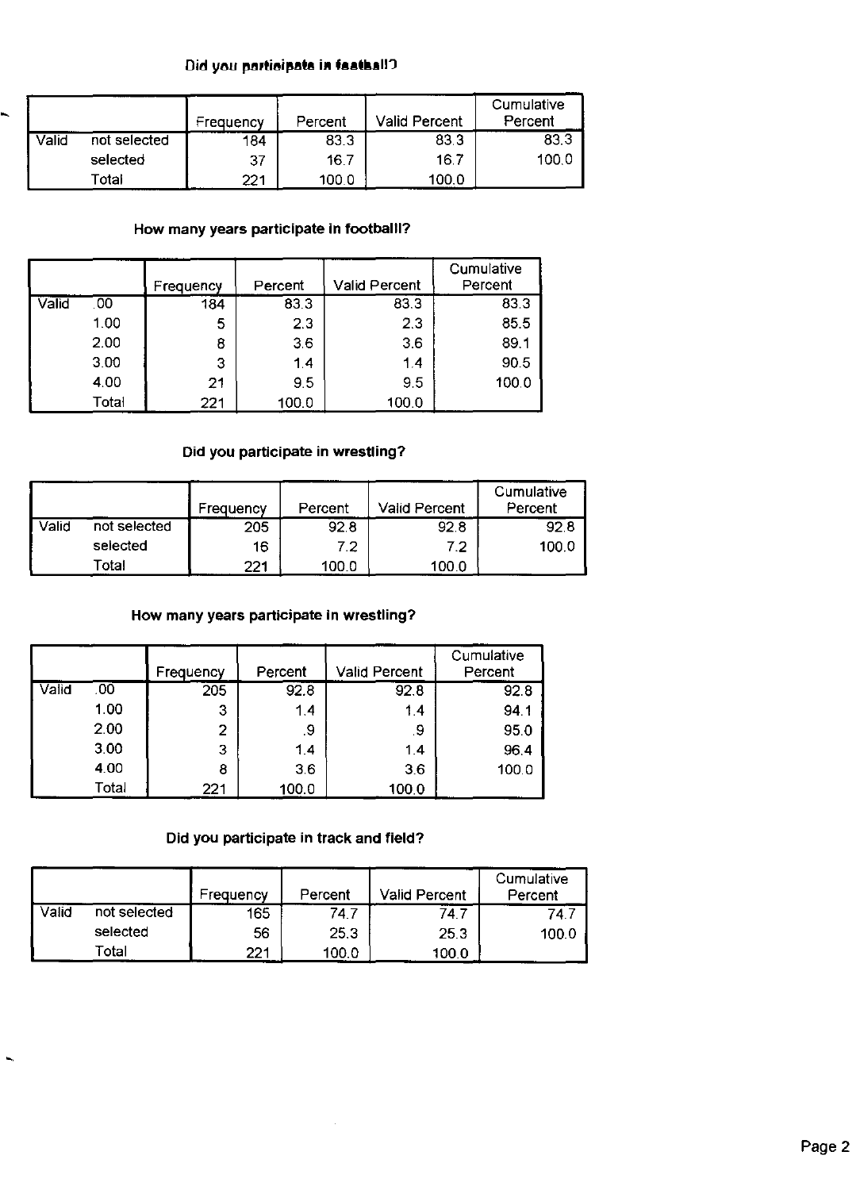**Did you participate in football?**

| | | Frequency | Percent | Valid Percent | Cumulative Percent |
|---|---|---|---|---|---|
| Valid | not selected | 184 | 83.3 | 83.3 | 83.3 |
| | selected | 37 | 16.7 | 16.7 | 100.0 |
| | Total | 221 | 100.0 | 100.0 | |

**How many years participate in footballl?**

| | | Frequency | Percent | Valid Percent | Cumulative Percent |
|---|---|---|---|---|---|
| Valid | .00 | 184 | 83.3 | 83.3 | 83.3 |
| | 1.00 | 5 | 2.3 | 2.3 | 85.5 |
| | 2.00 | 8 | 3.6 | 3.6 | 89.1 |
| | 3.00 | 3 | 1.4 | 1.4 | 90.5 |
| | 4.00 | 21 | 9.5 | 9.5 | 100.0 |
| | Total | 221 | 100.0 | 100.0 | |

**Did you participate in wrestling?**

| | | Frequency | Percent | Valid Percent | Cumulative Percent |
|---|---|---|---|---|---|
| Valid | not selected | 205 | 92.8 | 92.8 | 92.8 |
| | selected | 16 | 7.2 | 7.2 | 100.0 |
| | Total | 221 | 100.0 | 100.0 | |

**How many years participate in wrestling?**

| | | Frequency | Percent | Valid Percent | Cumulative Percent |
|---|---|---|---|---|---|
| Valid | .00 | 205 | 92.8 | 92.8 | 92.8 |
| | 1.00 | 3 | 1.4 | 1.4 | 94.1 |
| | 2.00 | 2 | .9 | .9 | 95.0 |
| | 3.00 | 3 | 1.4 | 1.4 | 96.4 |
| | 4.00 | 8 | 3.6 | 3.6 | 100.0 |
| | Total | 221 | 100.0 | 100.0 | |

**Did you participate in track and field?**

| | | Frequency | Percent | Valid Percent | Cumulative Percent |
|---|---|---|---|---|---|
| Valid | not selected | 165 | 74.7 | 74.7 | 74.7 |
| | selected | 56 | 25.3 | 25.3 | 100.0 |
| | Total | 221 | 100.0 | 100.0 | |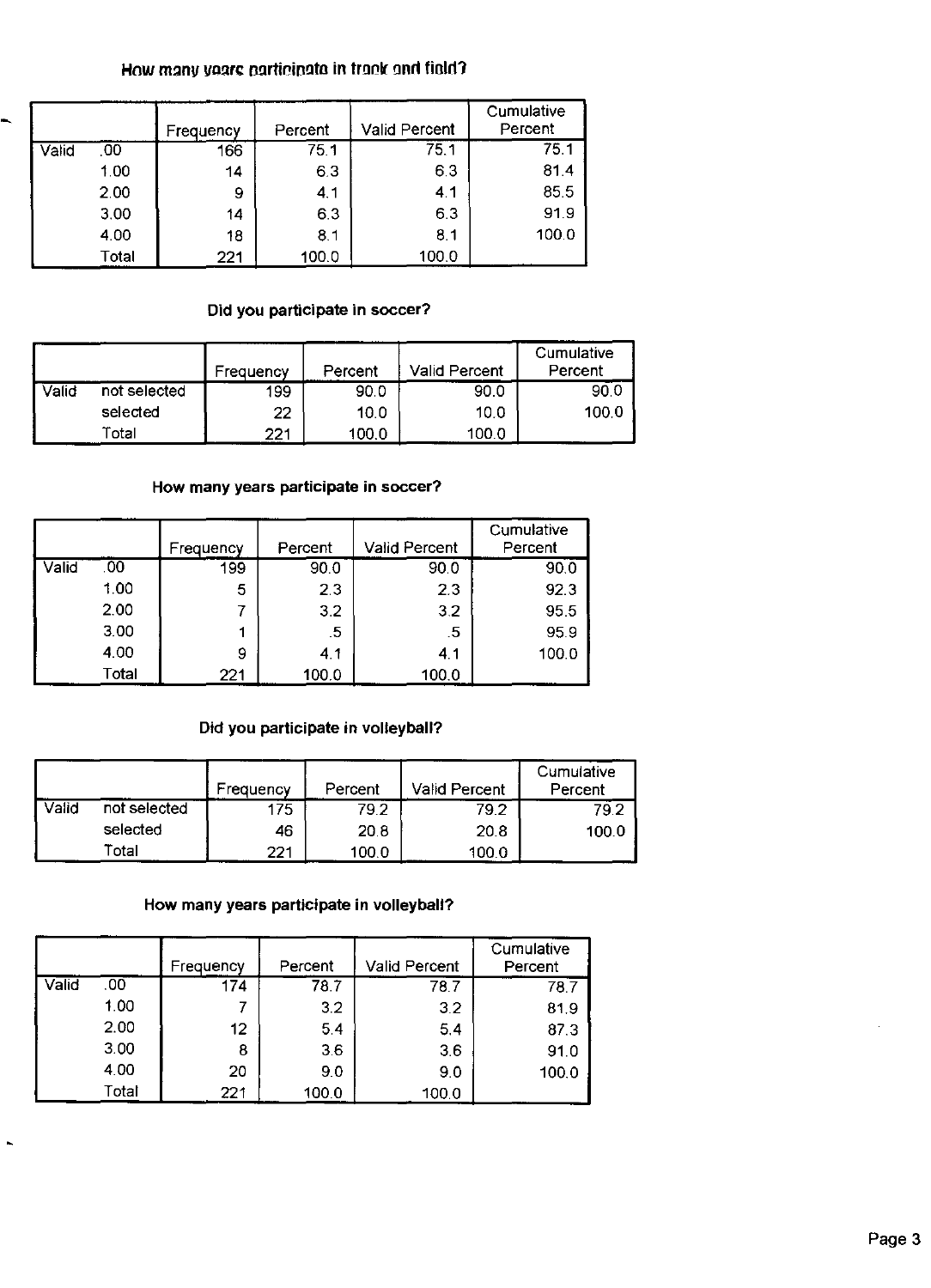### How many years participate in track and field?

| | | Frequency | Percent | Valid Percent | Cumulative Percent |
|---|---|---|---|---|---|
| Valid | .00 | 166 | 75.1 | 75.1 | 75.1 |
| | 1.00 | 14 | 6.3 | 6.3 | 81.4 |
| | 2.00 | 9 | 4.1 | 4.1 | 85.5 |
| | 3.00 | 14 | 6.3 | 6.3 | 91.9 |
| | 4.00 | 18 | 8.1 | 8.1 | 100.0 |
| | Total | 221 | 100.0 | 100.0 | |

### Did you participate in soccer?

| | | Frequency | Percent | Valid Percent | Cumulative Percent |
|---|---|---|---|---|---|
| Valid | not selected | 199 | 90.0 | 90.0 | 90.0 |
| | selected | 22 | 10.0 | 10.0 | 100.0 |
| | Total | 221 | 100.0 | 100.0 | |

### How many years participate in soccer?

| | | Frequency | Percent | Valid Percent | Cumulative Percent |
|---|---|---|---|---|---|
| Valid | .00 | 199 | 90.0 | 90.0 | 90.0 |
| | 1.00 | 5 | 2.3 | 2.3 | 92.3 |
| | 2.00 | 7 | 3.2 | 3.2 | 95.5 |
| | 3.00 | 1 | .5 | .5 | 95.9 |
| | 4.00 | 9 | 4.1 | 4.1 | 100.0 |
| | Total | 221 | 100.0 | 100.0 | |

### Did you participate in volleyball?

| | | Frequency | Percent | Valid Percent | Cumulative Percent |
|---|---|---|---|---|---|
| Valid | not selected | 175 | 79.2 | 79.2 | 79.2 |
| | selected | 46 | 20.8 | 20.8 | 100.0 |
| | Total | 221 | 100.0 | 100.0 | |

### How many years participate in volleyball?

| | | Frequency | Percent | Valid Percent | Cumulative Percent |
|---|---|---|---|---|---|
| Valid | .00 | 174 | 78.7 | 78.7 | 78.7 |
| | 1.00 | 7 | 3.2 | 3.2 | 81.9 |
| | 2.00 | 12 | 5.4 | 5.4 | 87.3 |
| | 3.00 | 8 | 3.6 | 3.6 | 91.0 |
| | 4.00 | 20 | 9.0 | 9.0 | 100.0 |
| | Total | 221 | 100.0 | 100.0 | |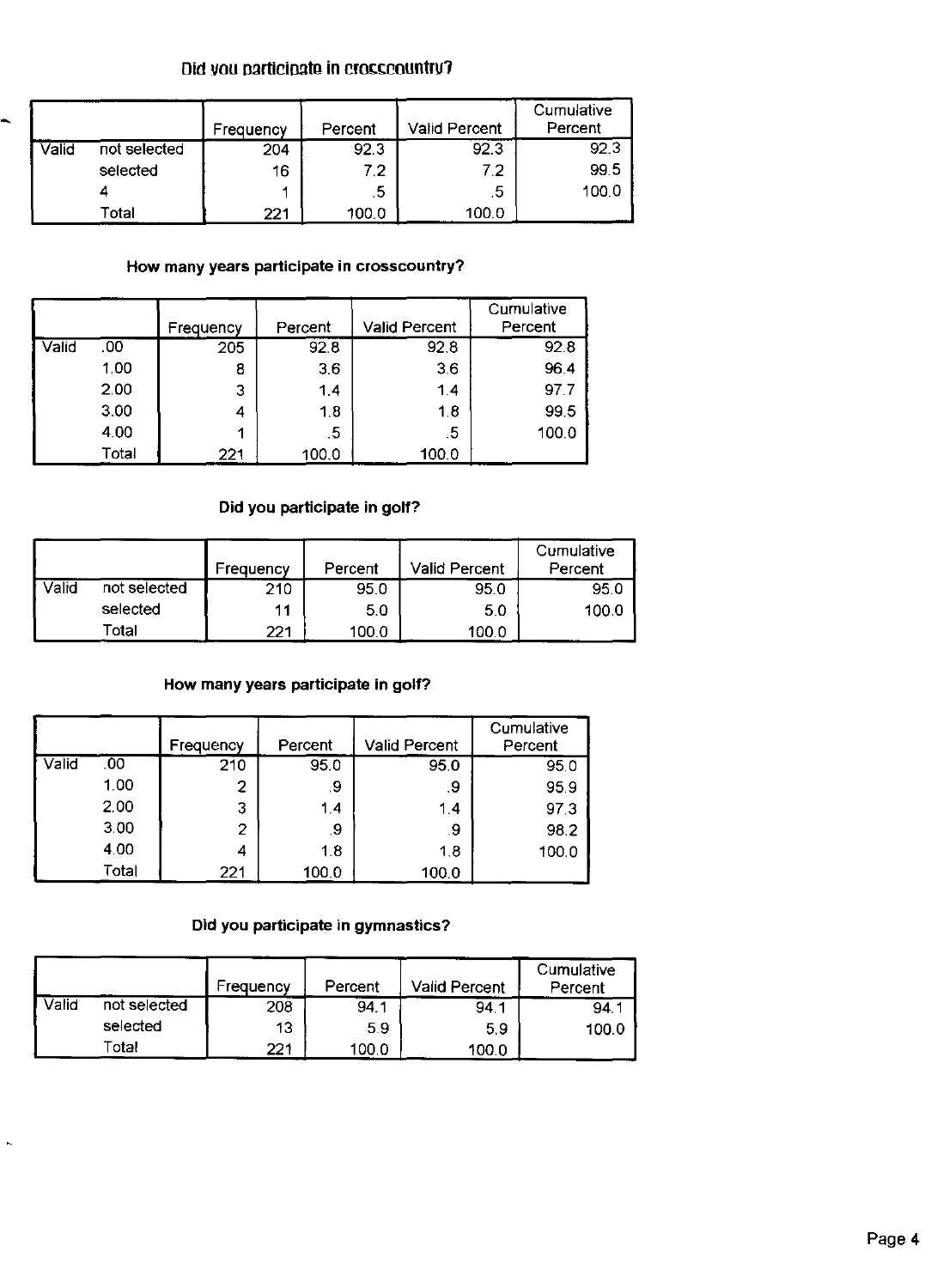**Did you participate in crosscountry?**

| | | Frequency | Percent | Valid Percent | Cumulative Percent |
|---|---|---|---|---|---|
| Valid | not selected | 204 | 92.3 | 92.3 | 92.3 |
| | selected | 16 | 7.2 | 7.2 | 99.5 |
| | 4 | 1 | .5 | .5 | 100.0 |
| | Total | 221 | 100.0 | 100.0 | |

**How many years participate in crosscountry?**

| | | Frequency | Percent | Valid Percent | Cumulative Percent |
|---|---|---|---|---|---|
| Valid | .00 | 205 | 92.8 | 92.8 | 92.8 |
| | 1.00 | 8 | 3.6 | 3.6 | 96.4 |
| | 2.00 | 3 | 1.4 | 1.4 | 97.7 |
| | 3.00 | 4 | 1.8 | 1.8 | 99.5 |
| | 4.00 | 1 | .5 | .5 | 100.0 |
| | Total | 221 | 100.0 | 100.0 | |

**Did you participate in golf?**

| | | Frequency | Percent | Valid Percent | Cumulative Percent |
|---|---|---|---|---|---|
| Valid | not selected | 210 | 95.0 | 95.0 | 95.0 |
| | selected | 11 | 5.0 | 5.0 | 100.0 |
| | Total | 221 | 100.0 | 100.0 | |

**How many years participate in golf?**

| | | Frequency | Percent | Valid Percent | Cumulative Percent |
|---|---|---|---|---|---|
| Valid | .00 | 210 | 95.0 | 95.0 | 95.0 |
| | 1.00 | 2 | .9 | .9 | 95.9 |
| | 2.00 | 3 | 1.4 | 1.4 | 97.3 |
| | 3.00 | 2 | .9 | .9 | 98.2 |
| | 4.00 | 4 | 1.8 | 1.8 | 100.0 |
| | Total | 221 | 100.0 | 100.0 | |

**Did you participate in gymnastics?**

| | | Frequency | Percent | Valid Percent | Cumulative Percent |
|---|---|---|---|---|---|
| Valid | not selected | 208 | 94.1 | 94.1 | 94.1 |
| | selected | 13 | 5.9 | 5.9 | 100.0 |
| | Total | 221 | 100.0 | 100.0 | |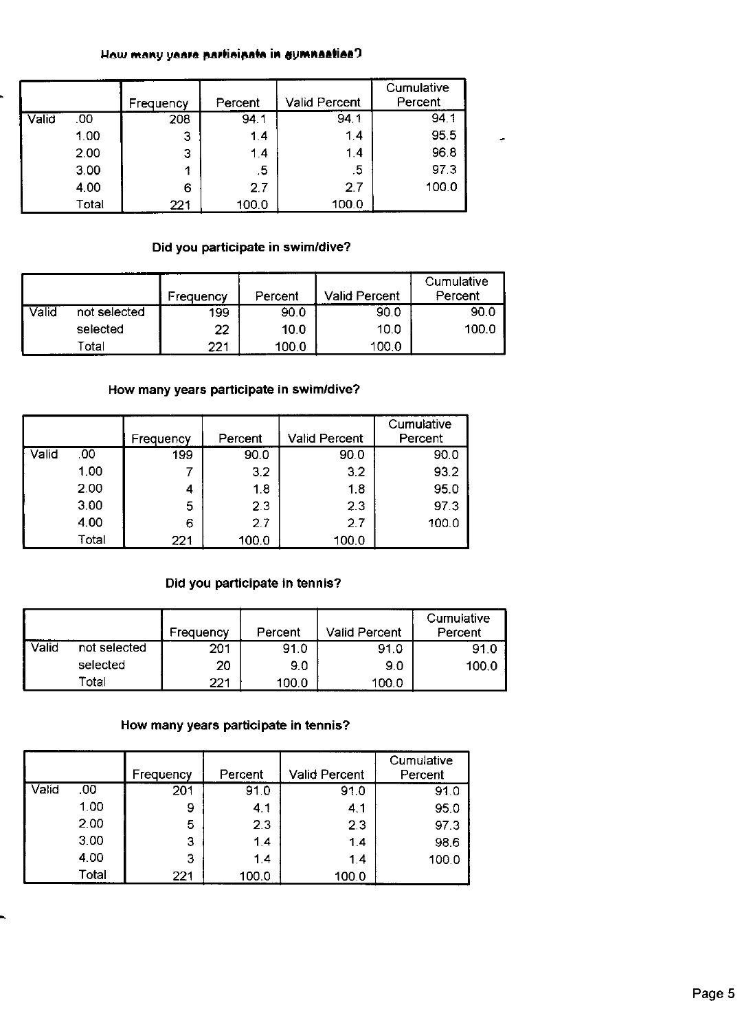**How many years participate in gymnastics?**

| | | Frequency | Percent | Valid Percent | Cumulative Percent |
|---|---|---|---|---|---|
| Valid | .00 | 208 | 94.1 | 94.1 | 94.1 |
| | 1.00 | 3 | 1.4 | 1.4 | 95.5 |
| | 2.00 | 3 | 1.4 | 1.4 | 96.8 |
| | 3.00 | 1 | .5 | .5 | 97.3 |
| | 4.00 | 6 | 2.7 | 2.7 | 100.0 |
| | Total | 221 | 100.0 | 100.0 | |

**Did you participate in swim/dive?**

| | | Frequency | Percent | Valid Percent | Cumulative Percent |
|---|---|---|---|---|---|
| Valid | not selected | 199 | 90.0 | 90.0 | 90.0 |
| | selected | 22 | 10.0 | 10.0 | 100.0 |
| | Total | 221 | 100.0 | 100.0 | |

**How many years participate in swim/dive?**

| | | Frequency | Percent | Valid Percent | Cumulative Percent |
|---|---|---|---|---|---|
| Valid | .00 | 199 | 90.0 | 90.0 | 90.0 |
| | 1.00 | 7 | 3.2 | 3.2 | 93.2 |
| | 2.00 | 4 | 1.8 | 1.8 | 95.0 |
| | 3.00 | 5 | 2.3 | 2.3 | 97.3 |
| | 4.00 | 6 | 2.7 | 2.7 | 100.0 |
| | Total | 221 | 100.0 | 100.0 | |

**Did you participate in tennis?**

| | | Frequency | Percent | Valid Percent | Cumulative Percent |
|---|---|---|---|---|---|
| Valid | not selected | 201 | 91.0 | 91.0 | 91.0 |
| | selected | 20 | 9.0 | 9.0 | 100.0 |
| | Total | 221 | 100.0 | 100.0 | |

**How many years participate in tennis?**

| | | Frequency | Percent | Valid Percent | Cumulative Percent |
|---|---|---|---|---|---|
| Valid | .00 | 201 | 91.0 | 91.0 | 91.0 |
| | 1.00 | 9 | 4.1 | 4.1 | 95.0 |
| | 2.00 | 5 | 2.3 | 2.3 | 97.3 |
| | 3.00 | 3 | 1.4 | 1.4 | 98.6 |
| | 4.00 | 3 | 1.4 | 1.4 | 100.0 |
| | Total | 221 | 100.0 | 100.0 | |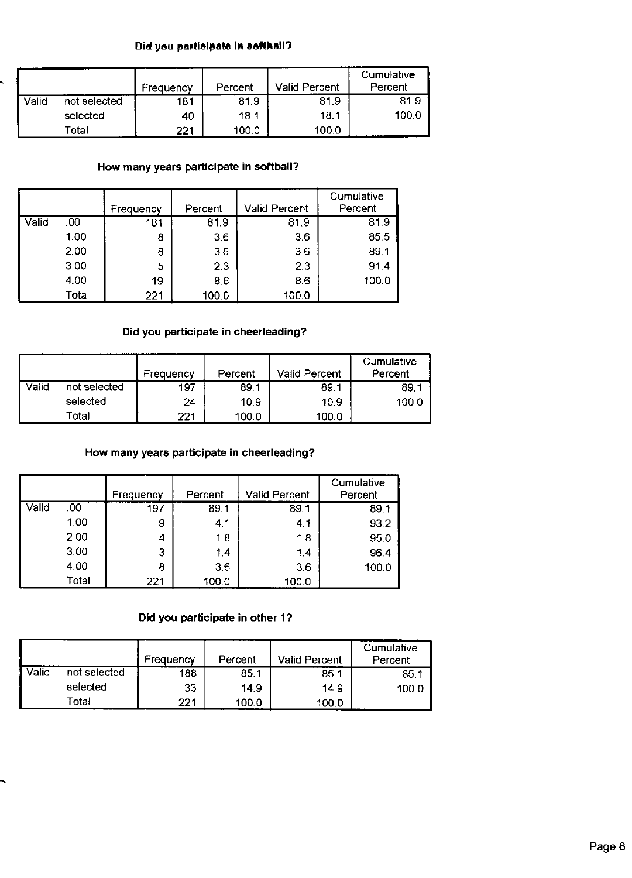### Did you participate in softball?

| | | Frequency | Percent | Valid Percent | Cumulative Percent |
|---|---|---|---|---|---|
| Valid | not selected | 181 | 81.9 | 81.9 | 81.9 |
| | selected | 40 | 18.1 | 18.1 | 100.0 |
| | Total | 221 | 100.0 | 100.0 | |

### How many years participate in softball?

| | | Frequency | Percent | Valid Percent | Cumulative Percent |
|---|---|---|---|---|---|
| Valid | .00 | 181 | 81.9 | 81.9 | 81.9 |
| | 1.00 | 8 | 3.6 | 3.6 | 85.5 |
| | 2.00 | 8 | 3.6 | 3.6 | 89.1 |
| | 3.00 | 5 | 2.3 | 2.3 | 91.4 |
| | 4.00 | 19 | 8.6 | 8.6 | 100.0 |
| | Total | 221 | 100.0 | 100.0 | |

### Did you participate in cheerleading?

| | | Frequency | Percent | Valid Percent | Cumulative Percent |
|---|---|---|---|---|---|
| Valid | not selected | 197 | 89.1 | 89.1 | 89.1 |
| | selected | 24 | 10.9 | 10.9 | 100.0 |
| | Total | 221 | 100.0 | 100.0 | |

### How many years participate in cheerleading?

| | | Frequency | Percent | Valid Percent | Cumulative Percent |
|---|---|---|---|---|---|
| Valid | .00 | 197 | 89.1 | 89.1 | 89.1 |
| | 1.00 | 9 | 4.1 | 4.1 | 93.2 |
| | 2.00 | 4 | 1.8 | 1.8 | 95.0 |
| | 3.00 | 3 | 1.4 | 1.4 | 96.4 |
| | 4.00 | 8 | 3.6 | 3.6 | 100.0 |
| | Total | 221 | 100.0 | 100.0 | |

### Did you participate in other 1?

| | | Frequency | Percent | Valid Percent | Cumulative Percent |
|---|---|---|---|---|---|
| Valid | not selected | 188 | 85.1 | 85.1 | 85.1 |
| | selected | 33 | 14.9 | 14.9 | 100.0 |
| | Total | 221 | 100.0 | 100.0 | |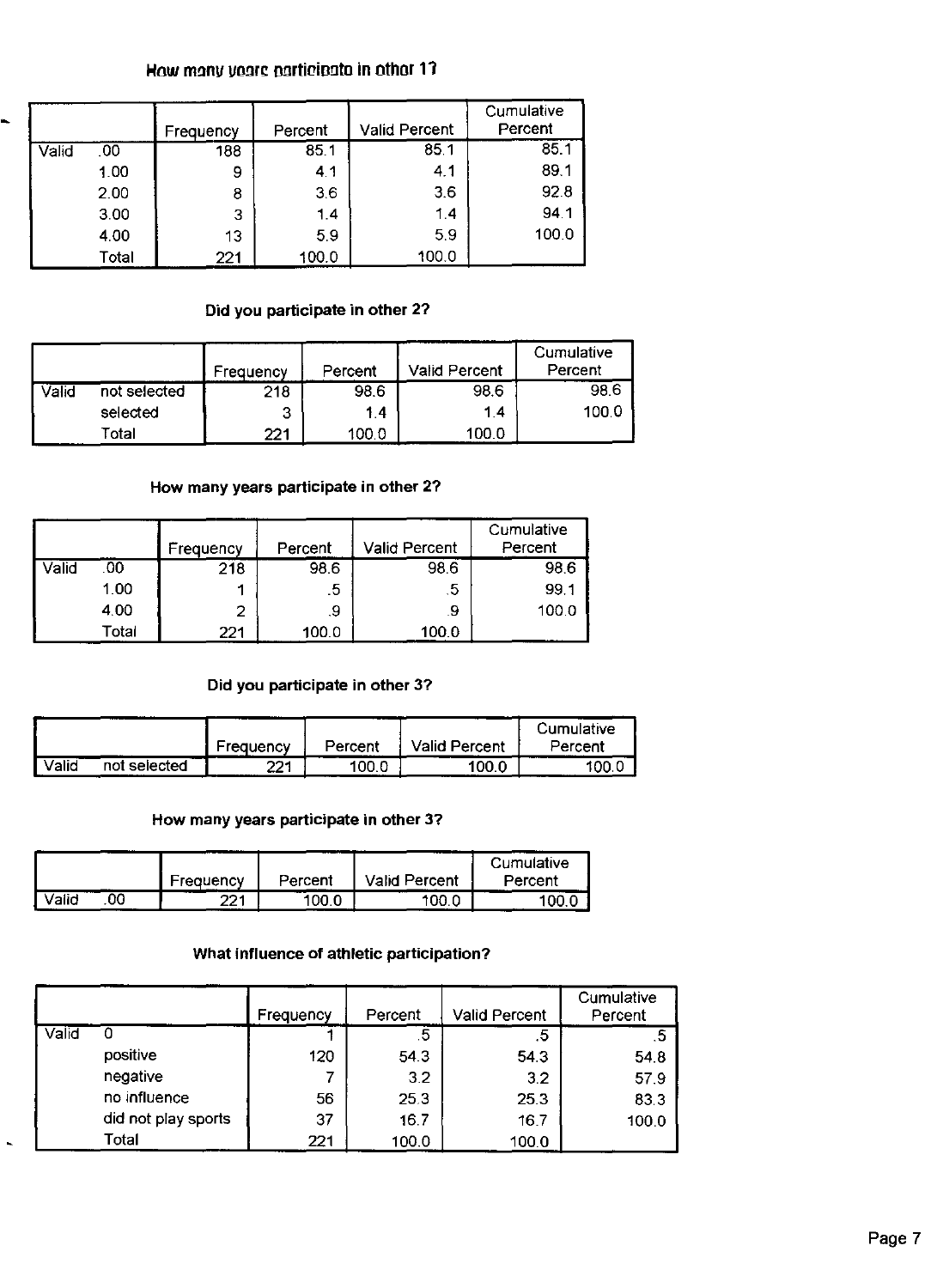### How many years participate in other 1?

| | | Frequency | Percent | Valid Percent | Cumulative Percent |
|---|---|---|---|---|---|
| Valid | .00 | 188 | 85.1 | 85.1 | 85.1 |
| | 1.00 | 9 | 4.1 | 4.1 | 89.1 |
| | 2.00 | 8 | 3.6 | 3.6 | 92.8 |
| | 3.00 | 3 | 1.4 | 1.4 | 94.1 |
| | 4.00 | 13 | 5.9 | 5.9 | 100.0 |
| | Total | 221 | 100.0 | 100.0 | |

### Did you participate in other 2?

| | | Frequency | Percent | Valid Percent | Cumulative Percent |
|---|---|---|---|---|---|
| Valid | not selected | 218 | 98.6 | 98.6 | 98.6 |
| | selected | 3 | 1.4 | 1.4 | 100.0 |
| | Total | 221 | 100.0 | 100.0 | |

### How many years participate in other 2?

| | | Frequency | Percent | Valid Percent | Cumulative Percent |
|---|---|---|---|---|---|
| Valid | .00 | 218 | 98.6 | 98.6 | 98.6 |
| | 1.00 | 1 | .5 | .5 | 99.1 |
| | 4.00 | 2 | .9 | .9 | 100.0 |
| | Total | 221 | 100.0 | 100.0 | |

### Did you participate in other 3?

| | | Frequency | Percent | Valid Percent | Cumulative Percent |
|---|---|---|---|---|---|
| Valid | not selected | 221 | 100.0 | 100.0 | 100.0 |

### How many years participate in other 3?

| | | Frequency | Percent | Valid Percent | Cumulative Percent |
|---|---|---|---|---|---|
| Valid | .00 | 221 | 100.0 | 100.0 | 100.0 |

### What influence of athletic participation?

| | | Frequency | Percent | Valid Percent | Cumulative Percent |
|---|---|---|---|---|---|
| Valid | 0 | 1 | .5 | .5 | .5 |
| | positive | 120 | 54.3 | 54.3 | 54.8 |
| | negative | 7 | 3.2 | 3.2 | 57.9 |
| | no influence | 56 | 25.3 | 25.3 | 83.3 |
| | did not play sports | 37 | 16.7 | 16.7 | 100.0 |
| | Total | 221 | 100.0 | 100.0 | |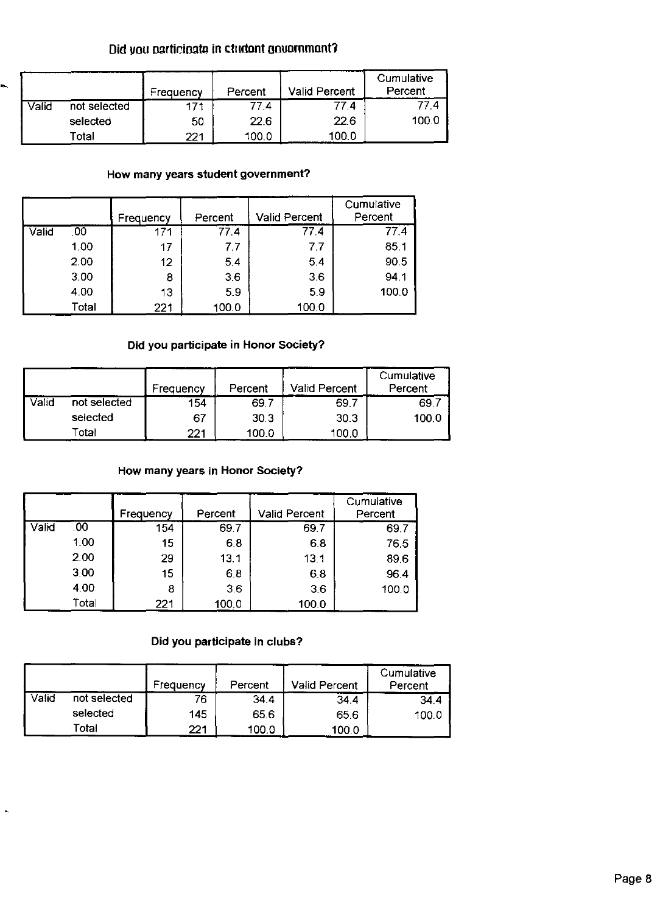### Did you participate in student government?

| | | Frequency | Percent | Valid Percent | Cumulative Percent |
|---|---|---|---|---|---|
| Valid | not selected | 171 | 77.4 | 77.4 | 77.4 |
| | selected | 50 | 22.6 | 22.6 | 100.0 |
| | Total | 221 | 100.0 | 100.0 | |

### How many years student government?

| | | Frequency | Percent | Valid Percent | Cumulative Percent |
|---|---|---|---|---|---|
| Valid | .00 | 171 | 77.4 | 77.4 | 77.4 |
| | 1.00 | 17 | 7.7 | 7.7 | 85.1 |
| | 2.00 | 12 | 5.4 | 5.4 | 90.5 |
| | 3.00 | 8 | 3.6 | 3.6 | 94.1 |
| | 4.00 | 13 | 5.9 | 5.9 | 100.0 |
| | Total | 221 | 100.0 | 100.0 | |

### Did you participate in Honor Society?

| | | Frequency | Percent | Valid Percent | Cumulative Percent |
|---|---|---|---|---|---|
| Valid | not selected | 154 | 69.7 | 69.7 | 69.7 |
| | selected | 67 | 30.3 | 30.3 | 100.0 |
| | Total | 221 | 100.0 | 100.0 | |

### How many years in Honor Society?

| | | Frequency | Percent | Valid Percent | Cumulative Percent |
|---|---|---|---|---|---|
| Valid | .00 | 154 | 69.7 | 69.7 | 69.7 |
| | 1.00 | 15 | 6.8 | 6.8 | 76.5 |
| | 2.00 | 29 | 13.1 | 13.1 | 89.6 |
| | 3.00 | 15 | 6.8 | 6.8 | 96.4 |
| | 4.00 | 8 | 3.6 | 3.6 | 100.0 |
| | Total | 221 | 100.0 | 100.0 | |

### Did you participate in clubs?

| | | Frequency | Percent | Valid Percent | Cumulative Percent |
|---|---|---|---|---|---|
| Valid | not selected | 76 | 34.4 | 34.4 | 34.4 |
| | selected | 145 | 65.6 | 65.6 | 100.0 |
| | Total | 221 | 100.0 | 100.0 | |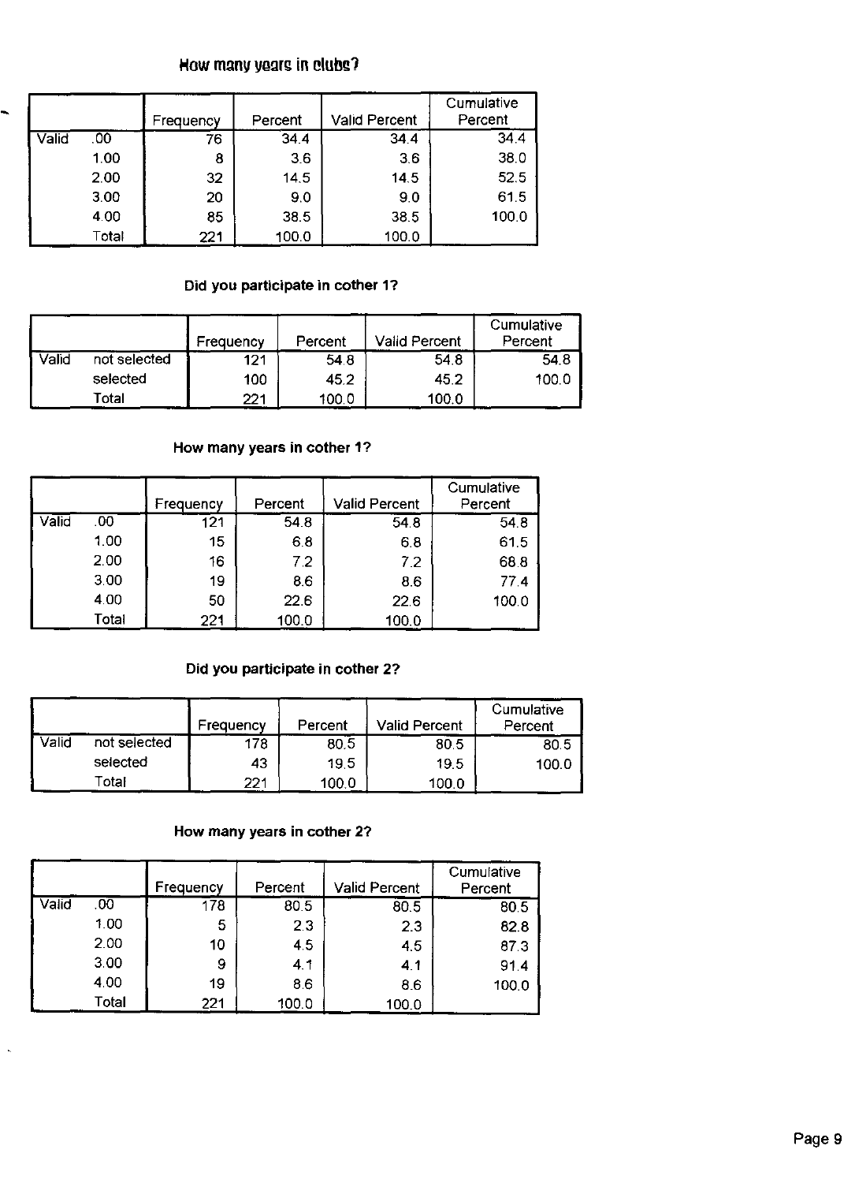### How many years in clubs?

| | | Frequency | Percent | Valid Percent | Cumulative Percent |
|---|---|---|---|---|---|
| Valid | .00 | 76 | 34.4 | 34.4 | 34.4 |
| | 1.00 | 8 | 3.6 | 3.6 | 38.0 |
| | 2.00 | 32 | 14.5 | 14.5 | 52.5 |
| | 3.00 | 20 | 9.0 | 9.0 | 61.5 |
| | 4.00 | 85 | 38.5 | 38.5 | 100.0 |
| | Total | 221 | 100.0 | 100.0 | |

### Did you participate in cother 1?

| | | Frequency | Percent | Valid Percent | Cumulative Percent |
|---|---|---|---|---|---|
| Valid | not selected | 121 | 54.8 | 54.8 | 54.8 |
| | selected | 100 | 45.2 | 45.2 | 100.0 |
| | Total | 221 | 100.0 | 100.0 | |

### How many years in cother 1?

| | | Frequency | Percent | Valid Percent | Cumulative Percent |
|---|---|---|---|---|---|
| Valid | .00 | 121 | 54.8 | 54.8 | 54.8 |
| | 1.00 | 15 | 6.8 | 6.8 | 61.5 |
| | 2.00 | 16 | 7.2 | 7.2 | 68.8 |
| | 3.00 | 19 | 8.6 | 8.6 | 77.4 |
| | 4.00 | 50 | 22.6 | 22.6 | 100.0 |
| | Total | 221 | 100.0 | 100.0 | |

### Did you participate in cother 2?

| | | Frequency | Percent | Valid Percent | Cumulative Percent |
|---|---|---|---|---|---|
| Valid | not selected | 178 | 80.5 | 80.5 | 80.5 |
| | selected | 43 | 19.5 | 19.5 | 100.0 |
| | Total | 221 | 100.0 | 100.0 | |

### How many years in cother 2?

| | | Frequency | Percent | Valid Percent | Cumulative Percent |
|---|---|---|---|---|---|
| Valid | .00 | 178 | 80.5 | 80.5 | 80.5 |
| | 1.00 | 5 | 2.3 | 2.3 | 82.8 |
| | 2.00 | 10 | 4.5 | 4.5 | 87.3 |
| | 3.00 | 9 | 4.1 | 4.1 | 91.4 |
| | 4.00 | 19 | 8.6 | 8.6 | 100.0 |
| | Total | 221 | 100.0 | 100.0 | |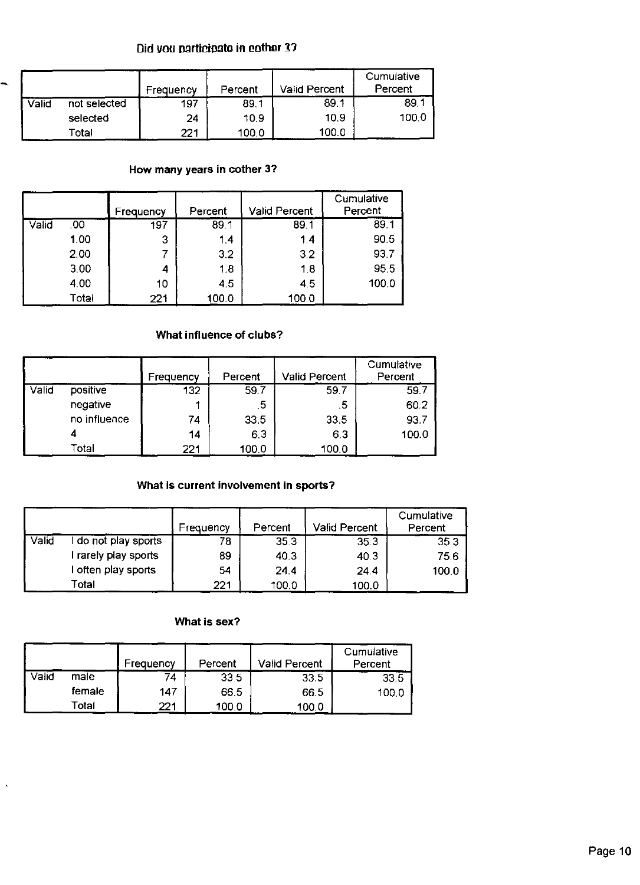### Did you participate in cother 3?

| | | Frequency | Percent | Valid Percent | Cumulative Percent |
|---|---|---|---|---|---|
| Valid | not selected | 197 | 89.1 | 89.1 | 89.1 |
| | selected | 24 | 10.9 | 10.9 | 100.0 |
| | Total | 221 | 100.0 | 100.0 | |

### How many years in cother 3?

| | | Frequency | Percent | Valid Percent | Cumulative Percent |
|---|---|---|---|---|---|
| Valid | .00 | 197 | 89.1 | 89.1 | 89.1 |
| | 1.00 | 3 | 1.4 | 1.4 | 90.5 |
| | 2.00 | 7 | 3.2 | 3.2 | 93.7 |
| | 3.00 | 4 | 1.8 | 1.8 | 95.5 |
| | 4.00 | 10 | 4.5 | 4.5 | 100.0 |
| | Total | 221 | 100.0 | 100.0 | |

### What influence of clubs?

| | | Frequency | Percent | Valid Percent | Cumulative Percent |
|---|---|---|---|---|---|
| Valid | positive | 132 | 59.7 | 59.7 | 59.7 |
| | negative | 1 | .5 | .5 | 60.2 |
| | no influence | 74 | 33.5 | 33.5 | 93.7 |
| | 4 | 14 | 6.3 | 6.3 | 100.0 |
| | Total | 221 | 100.0 | 100.0 | |

### What is current involvement in sports?

| | | Frequency | Percent | Valid Percent | Cumulative Percent |
|---|---|---|---|---|---|
| Valid | I do not play sports | 78 | 35.3 | 35.3 | 35.3 |
| | I rarely play sports | 89 | 40.3 | 40.3 | 75.6 |
| | I often play sports | 54 | 24.4 | 24.4 | 100.0 |
| | Total | 221 | 100.0 | 100.0 | |

### What is sex?

| | | Frequency | Percent | Valid Percent | Cumulative Percent |
|---|---|---|---|---|---|
| Valid | male | 74 | 33.5 | 33.5 | 33.5 |
| | female | 147 | 66.5 | 66.5 | 100.0 |
| | Total | 221 | 100.0 | 100.0 | |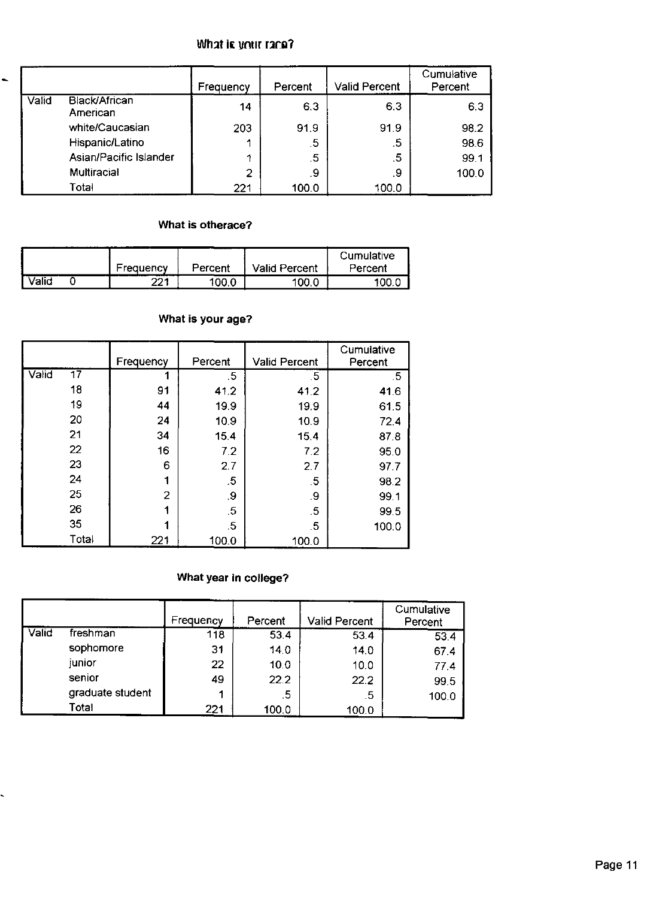### What is your race?

| | | Frequency | Percent | Valid Percent | Cumulative Percent |
|---|---|---|---|---|---|
| Valid | Black/African American | 14 | 6.3 | 6.3 | 6.3 |
| | white/Caucasian | 203 | 91.9 | 91.9 | 98.2 |
| | Hispanic/Latino | 1 | .5 | .5 | 98.6 |
| | Asian/Pacific Islander | 1 | .5 | .5 | 99.1 |
| | Multiracial | 2 | .9 | .9 | 100.0 |
| | Total | 221 | 100.0 | 100.0 | |

### What is otherace?

| | | Frequency | Percent | Valid Percent | Cumulative Percent |
|---|---|---|---|---|---|
| Valid | 0 | 221 | 100.0 | 100.0 | 100.0 |

### What is your age?

| | | Frequency | Percent | Valid Percent | Cumulative Percent |
|---|---|---|---|---|---|
| Valid | 17 | 1 | .5 | .5 | .5 |
| | 18 | 91 | 41.2 | 41.2 | 41.6 |
| | 19 | 44 | 19.9 | 19.9 | 61.5 |
| | 20 | 24 | 10.9 | 10.9 | 72.4 |
| | 21 | 34 | 15.4 | 15.4 | 87.8 |
| | 22 | 16 | 7.2 | 7.2 | 95.0 |
| | 23 | 6 | 2.7 | 2.7 | 97.7 |
| | 24 | 1 | .5 | .5 | 98.2 |
| | 25 | 2 | .9 | .9 | 99.1 |
| | 26 | 1 | .5 | .5 | 99.5 |
| | 35 | 1 | .5 | .5 | 100.0 |
| | Total | 221 | 100.0 | 100.0 | |

### What year in college?

| | | Frequency | Percent | Valid Percent | Cumulative Percent |
|---|---|---|---|---|---|
| Valid | freshman | 118 | 53.4 | 53.4 | 53.4 |
| | sophomore | 31 | 14.0 | 14.0 | 67.4 |
| | junior | 22 | 10.0 | 10.0 | 77.4 |
| | senior | 49 | 22.2 | 22.2 | 99.5 |
| | graduate student | 1 | .5 | .5 | 100.0 |
| | Total | 221 | 100.0 | 100.0 | |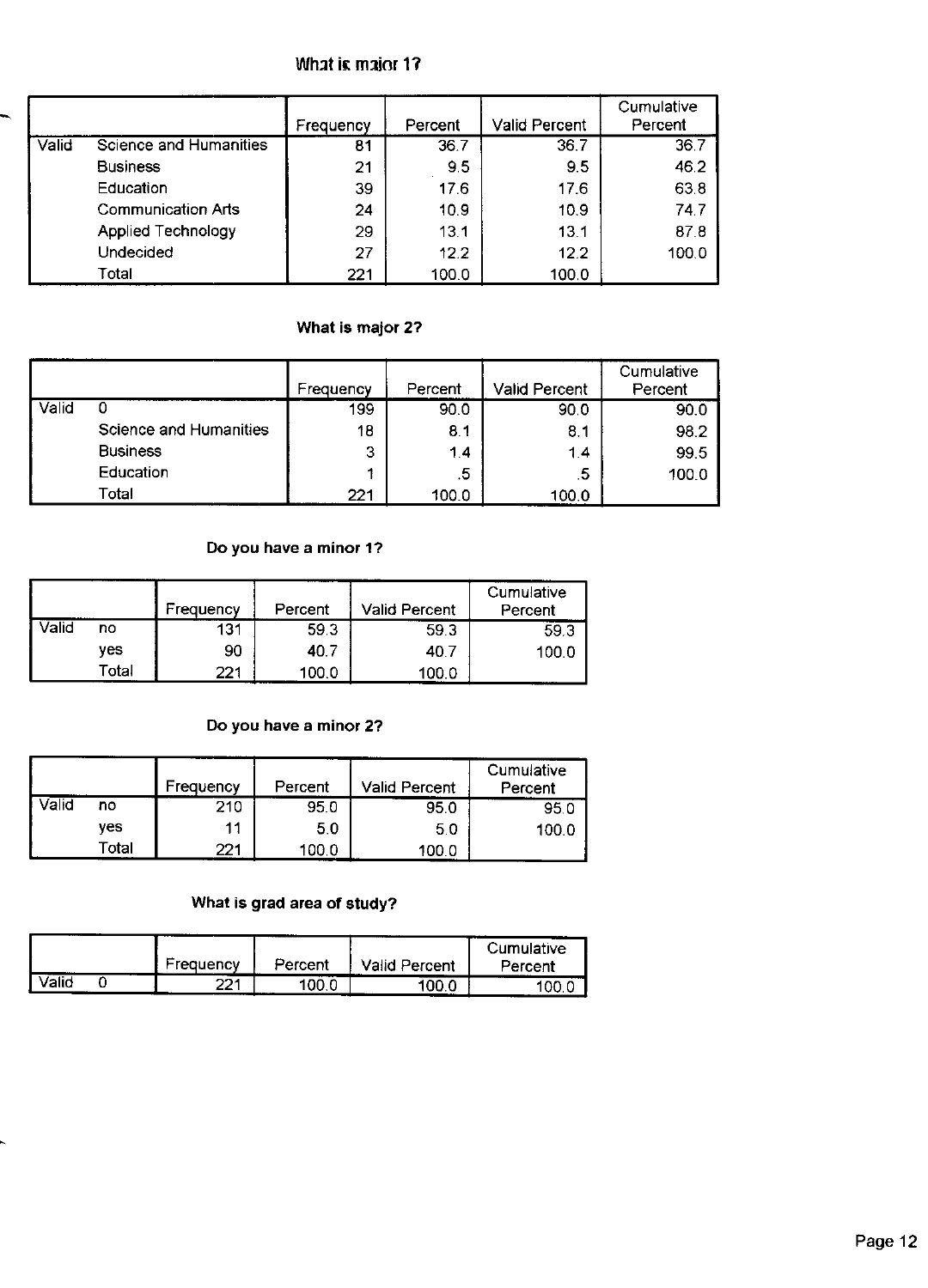### What is major 1?

| | | Frequency | Percent | Valid Percent | Cumulative Percent |
|---|---|---|---|---|---|
| Valid | Science and Humanities | 81 | 36.7 | 36.7 | 36.7 |
| | Business | 21 | 9.5 | 9.5 | 46.2 |
| | Education | 39 | 17.6 | 17.6 | 63.8 |
| | Communication Arts | 24 | 10.9 | 10.9 | 74.7 |
| | Applied Technology | 29 | 13.1 | 13.1 | 87.8 |
| | Undecided | 27 | 12.2 | 12.2 | 100.0 |
| | Total | 221 | 100.0 | 100.0 | |

### What is major 2?

| | | Frequency | Percent | Valid Percent | Cumulative Percent |
|---|---|---|---|---|---|
| Valid | 0 | 199 | 90.0 | 90.0 | 90.0 |
| | Science and Humanities | 18 | 8.1 | 8.1 | 98.2 |
| | Business | 3 | 1.4 | 1.4 | 99.5 |
| | Education | 1 | .5 | .5 | 100.0 |
| | Total | 221 | 100.0 | 100.0 | |

### Do you have a minor 1?

| | | Frequency | Percent | Valid Percent | Cumulative Percent |
|---|---|---|---|---|---|
| Valid | no | 131 | 59.3 | 59.3 | 59.3 |
| | yes | 90 | 40.7 | 40.7 | 100.0 |
| | Total | 221 | 100.0 | 100.0 | |

### Do you have a minor 2?

| | | Frequency | Percent | Valid Percent | Cumulative Percent |
|---|---|---|---|---|---|
| Valid | no | 210 | 95.0 | 95.0 | 95.0 |
| | yes | 11 | 5.0 | 5.0 | 100.0 |
| | Total | 221 | 100.0 | 100.0 | |

### What is grad area of study?

| | | Frequency | Percent | Valid Percent | Cumulative Percent |
|---|---|---|---|---|---|
| Valid | 0 | 221 | 100.0 | 100.0 | 100.0 |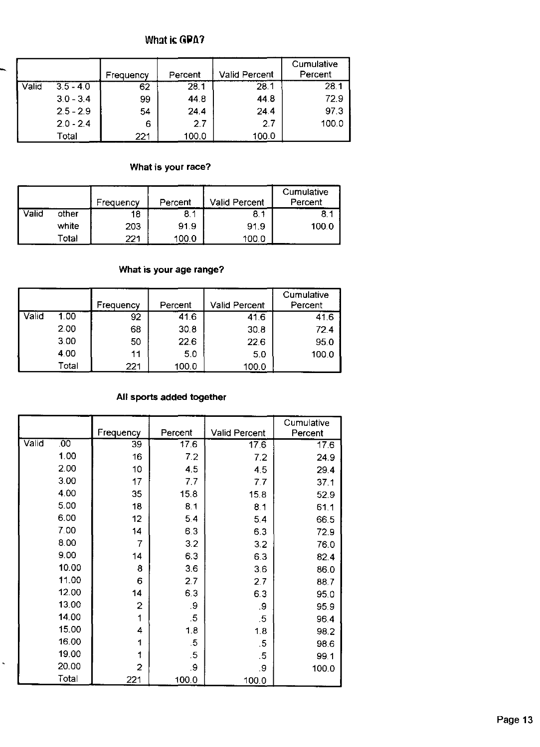**What is GPA?**

| | | Frequency | Percent | Valid Percent | Cumulative Percent |
|---|---|---|---|---|---|
| Valid | 3.5 - 4.0 | 62 | 28.1 | 28.1 | 28.1 |
| | 3.0 - 3.4 | 99 | 44.8 | 44.8 | 72.9 |
| | 2.5 - 2.9 | 54 | 24.4 | 24.4 | 97.3 |
| | 2.0 - 2.4 | 6 | 2.7 | 2.7 | 100.0 |
| | Total | 221 | 100.0 | 100.0 | |

**What is your race?**

| | | Frequency | Percent | Valid Percent | Cumulative Percent |
|---|---|---|---|---|---|
| Valid | other | 18 | 8.1 | 8.1 | 8.1 |
| | white | 203 | 91.9 | 91.9 | 100.0 |
| | Total | 221 | 100.0 | 100.0 | |

**What is your age range?**

| | | Frequency | Percent | Valid Percent | Cumulative Percent |
|---|---|---|---|---|---|
| Valid | 1.00 | 92 | 41.6 | 41.6 | 41.6 |
| | 2.00 | 68 | 30.8 | 30.8 | 72.4 |
| | 3.00 | 50 | 22.6 | 22.6 | 95.0 |
| | 4.00 | 11 | 5.0 | 5.0 | 100.0 |
| | Total | 221 | 100.0 | 100.0 | |

**All sports added together**

| | | Frequency | Percent | Valid Percent | Cumulative Percent |
|---|---|---|---|---|---|
| Valid | .00 | 39 | 17.6 | 17.6 | 17.6 |
| | 1.00 | 16 | 7.2 | 7.2 | 24.9 |
| | 2.00 | 10 | 4.5 | 4.5 | 29.4 |
| | 3.00 | 17 | 7.7 | 7.7 | 37.1 |
| | 4.00 | 35 | 15.8 | 15.8 | 52.9 |
| | 5.00 | 18 | 8.1 | 8.1 | 61.1 |
| | 6.00 | 12 | 5.4 | 5.4 | 66.5 |
| | 7.00 | 14 | 6.3 | 6.3 | 72.9 |
| | 8.00 | 7 | 3.2 | 3.2 | 76.0 |
| | 9.00 | 14 | 6.3 | 6.3 | 82.4 |
| | 10.00 | 8 | 3.6 | 3.6 | 86.0 |
| | 11.00 | 6 | 2.7 | 2.7 | 88.7 |
| | 12.00 | 14 | 6.3 | 6.3 | 95.0 |
| | 13.00 | 2 | .9 | .9 | 95.9 |
| | 14.00 | 1 | .5 | .5 | 96.4 |
| | 15.00 | 4 | 1.8 | 1.8 | 98.2 |
| | 16.00 | 1 | .5 | .5 | 98.6 |
| | 19.00 | 1 | .5 | .5 | 99.1 |
| | 20.00 | 2 | .9 | .9 | 100.0 |
| | Total | 221 | 100.0 | 100.0 | |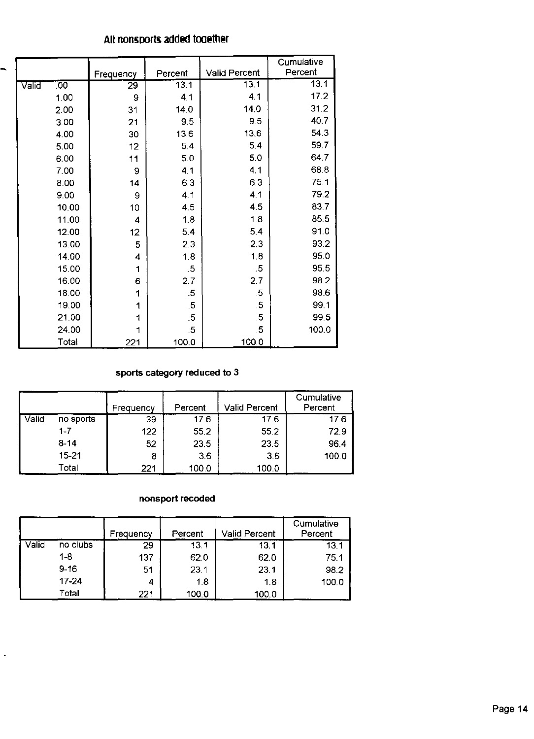### All nonsports added together

| | | Frequency | Percent | Valid Percent | Cumulative Percent |
|---|---|---|---|---|---|
| Valid | .00 | 29 | 13.1 | 13.1 | 13.1 |
| | 1.00 | 9 | 4.1 | 4.1 | 17.2 |
| | 2.00 | 31 | 14.0 | 14.0 | 31.2 |
| | 3.00 | 21 | 9.5 | 9.5 | 40.7 |
| | 4.00 | 30 | 13.6 | 13.6 | 54.3 |
| | 5.00 | 12 | 5.4 | 5.4 | 59.7 |
| | 6.00 | 11 | 5.0 | 5.0 | 64.7 |
| | 7.00 | 9 | 4.1 | 4.1 | 68.8 |
| | 8.00 | 14 | 6.3 | 6.3 | 75.1 |
| | 9.00 | 9 | 4.1 | 4.1 | 79.2 |
| | 10.00 | 10 | 4.5 | 4.5 | 83.7 |
| | 11.00 | 4 | 1.8 | 1.8 | 85.5 |
| | 12.00 | 12 | 5.4 | 5.4 | 91.0 |
| | 13.00 | 5 | 2.3 | 2.3 | 93.2 |
| | 14.00 | 4 | 1.8 | 1.8 | 95.0 |
| | 15.00 | 1 | .5 | .5 | 95.5 |
| | 16.00 | 6 | 2.7 | 2.7 | 98.2 |
| | 18.00 | 1 | .5 | .5 | 98.6 |
| | 19.00 | 1 | .5 | .5 | 99.1 |
| | 21.00 | 1 | .5 | .5 | 99.5 |
| | 24.00 | 1 | .5 | .5 | 100.0 |
| | Total | 221 | 100.0 | 100.0 | |

### sports category reduced to 3

| | | Frequency | Percent | Valid Percent | Cumulative Percent |
|---|---|---|---|---|---|
| Valid | no sports | 39 | 17.6 | 17.6 | 17.6 |
| | 1-7 | 122 | 55.2 | 55.2 | 72.9 |
| | 8-14 | 52 | 23.5 | 23.5 | 96.4 |
| | 15-21 | 8 | 3.6 | 3.6 | 100.0 |
| | Total | 221 | 100.0 | 100.0 | |

### nonsport recoded

| | | Frequency | Percent | Valid Percent | Cumulative Percent |
|---|---|---|---|---|---|
| Valid | no clubs | 29 | 13.1 | 13.1 | 13.1 |
| | 1-8 | 137 | 62.0 | 62.0 | 75.1 |
| | 9-16 | 51 | 23.1 | 23.1 | 98.2 |
| | 17-24 | 4 | 1.8 | 1.8 | 100.0 |
| | Total | 221 | 100.0 | 100.0 | |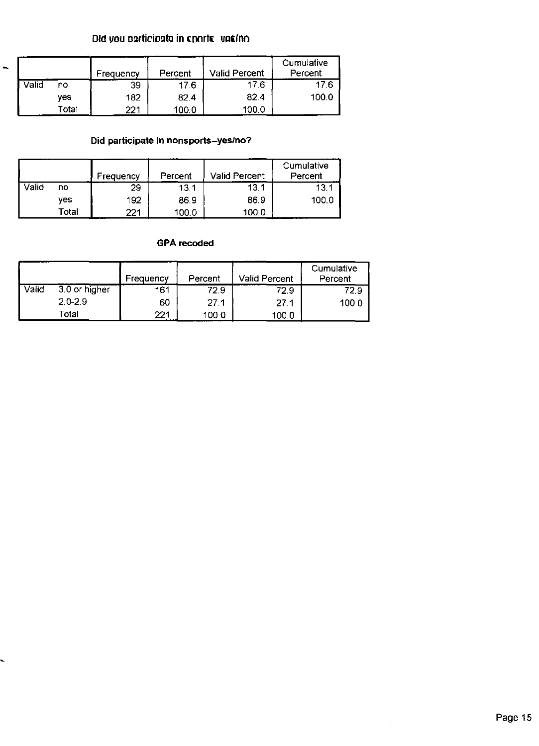**Did you participate in sports--yes/no**

| | | Frequency | Percent | Valid Percent | Cumulative Percent |
|---|---|---|---|---|---|
| Valid | no | 39 | 17.6 | 17.6 | 17.6 |
| | yes | 182 | 82.4 | 82.4 | 100.0 |
| | Total | 221 | 100.0 | 100.0 | |

**Did participate in nonsports--yes/no?**

| | | Frequency | Percent | Valid Percent | Cumulative Percent |
|---|---|---|---|---|---|
| Valid | no | 29 | 13.1 | 13.1 | 13.1 |
| | yes | 192 | 86.9 | 86.9 | 100.0 |
| | Total | 221 | 100.0 | 100.0 | |

**GPA recoded**

| | | Frequency | Percent | Valid Percent | Cumulative Percent |
|---|---|---|---|---|---|
| Valid | 3.0 or higher | 161 | 72.9 | 72.9 | 72.9 |
| | 2.0-2.9 | 60 | 27.1 | 27.1 | 100.0 |
| | Total | 221 | 100.0 | 100.0 | |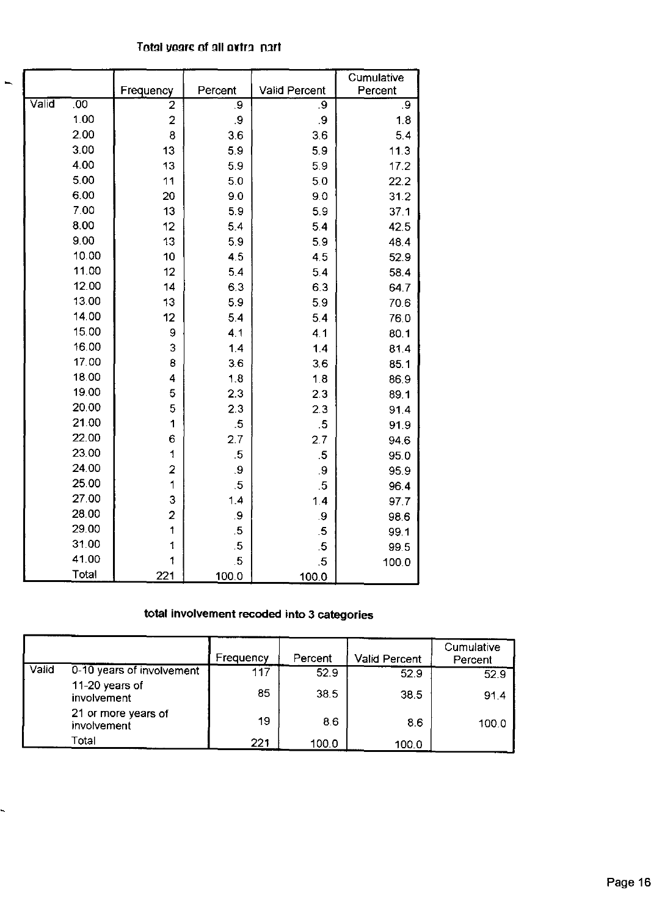**Total years of all extra part**

| | | Frequency | Percent | Valid Percent | Cumulative Percent |
|---|---|---|---|---|---|
| Valid | .00 | 2 | .9 | .9 | .9 |
| | 1.00 | 2 | .9 | .9 | 1.8 |
| | 2.00 | 8 | 3.6 | 3.6 | 5.4 |
| | 3.00 | 13 | 5.9 | 5.9 | 11.3 |
| | 4.00 | 13 | 5.9 | 5.9 | 17.2 |
| | 5.00 | 11 | 5.0 | 5.0 | 22.2 |
| | 6.00 | 20 | 9.0 | 9.0 | 31.2 |
| | 7.00 | 13 | 5.9 | 5.9 | 37.1 |
| | 8.00 | 12 | 5.4 | 5.4 | 42.5 |
| | 9.00 | 13 | 5.9 | 5.9 | 48.4 |
| | 10.00 | 10 | 4.5 | 4.5 | 52.9 |
| | 11.00 | 12 | 5.4 | 5.4 | 58.4 |
| | 12.00 | 14 | 6.3 | 6.3 | 64.7 |
| | 13.00 | 13 | 5.9 | 5.9 | 70.6 |
| | 14.00 | 12 | 5.4 | 5.4 | 76.0 |
| | 15.00 | 9 | 4.1 | 4.1 | 80.1 |
| | 16.00 | 3 | 1.4 | 1.4 | 81.4 |
| | 17.00 | 8 | 3.6 | 3.6 | 85.1 |
| | 18.00 | 4 | 1.8 | 1.8 | 86.9 |
| | 19.00 | 5 | 2.3 | 2.3 | 89.1 |
| | 20.00 | 5 | 2.3 | 2.3 | 91.4 |
| | 21.00 | 1 | .5 | .5 | 91.9 |
| | 22.00 | 6 | 2.7 | 2.7 | 94.6 |
| | 23.00 | 1 | .5 | .5 | 95.0 |
| | 24.00 | 2 | .9 | .9 | 95.9 |
| | 25.00 | 1 | .5 | .5 | 96.4 |
| | 27.00 | 3 | 1.4 | 1.4 | 97.7 |
| | 28.00 | 2 | .9 | .9 | 98.6 |
| | 29.00 | 1 | .5 | .5 | 99.1 |
| | 31.00 | 1 | .5 | .5 | 99.5 |
| | 41.00 | 1 | .5 | .5 | 100.0 |
| | Total | 221 | 100.0 | 100.0 | |

**total involvement recoded into 3 categories**

| | | Frequency | Percent | Valid Percent | Cumulative Percent |
|---|---|---|---|---|---|
| Valid | 0-10 years of involvement | 117 | 52.9 | 52.9 | 52.9 |
| | 11-20 years of involvement | 85 | 38.5 | 38.5 | 91.4 |
| | 21 or more years of involvement | 19 | 8.6 | 8.6 | 100.0 |
| | Total | 221 | 100.0 | 100.0 | |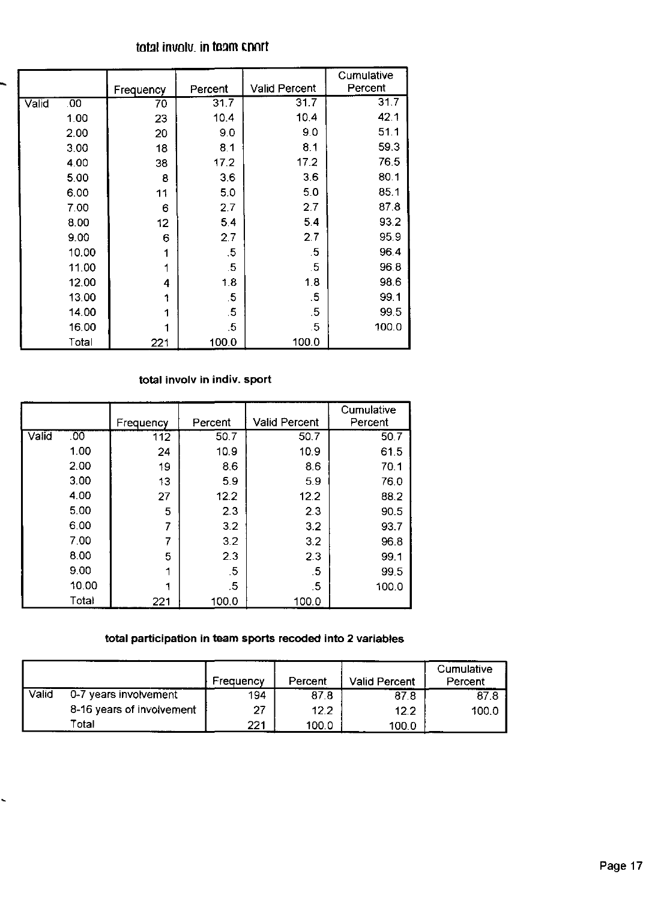**total involv. in team sport**

| | | Frequency | Percent | Valid Percent | Cumulative Percent |
|---|---|---|---|---|---|
| Valid | .00 | 70 | 31.7 | 31.7 | 31.7 |
| | 1.00 | 23 | 10.4 | 10.4 | 42.1 |
| | 2.00 | 20 | 9.0 | 9.0 | 51.1 |
| | 3.00 | 18 | 8.1 | 8.1 | 59.3 |
| | 4.00 | 38 | 17.2 | 17.2 | 76.5 |
| | 5.00 | 8 | 3.6 | 3.6 | 80.1 |
| | 6.00 | 11 | 5.0 | 5.0 | 85.1 |
| | 7.00 | 6 | 2.7 | 2.7 | 87.8 |
| | 8.00 | 12 | 5.4 | 5.4 | 93.2 |
| | 9.00 | 6 | 2.7 | 2.7 | 95.9 |
| | 10.00 | 1 | .5 | .5 | 96.4 |
| | 11.00 | 1 | .5 | .5 | 96.8 |
| | 12.00 | 4 | 1.8 | 1.8 | 98.6 |
| | 13.00 | 1 | .5 | .5 | 99.1 |
| | 14.00 | 1 | .5 | .5 | 99.5 |
| | 16.00 | 1 | .5 | .5 | 100.0 |
| | Total | 221 | 100.0 | 100.0 | |

**total involv in indiv. sport**

| | | Frequency | Percent | Valid Percent | Cumulative Percent |
|---|---|---|---|---|---|
| Valid | .00 | 112 | 50.7 | 50.7 | 50.7 |
| | 1.00 | 24 | 10.9 | 10.9 | 61.5 |
| | 2.00 | 19 | 8.6 | 8.6 | 70.1 |
| | 3.00 | 13 | 5.9 | 5.9 | 76.0 |
| | 4.00 | 27 | 12.2 | 12.2 | 88.2 |
| | 5.00 | 5 | 2.3 | 2.3 | 90.5 |
| | 6.00 | 7 | 3.2 | 3.2 | 93.7 |
| | 7.00 | 7 | 3.2 | 3.2 | 96.8 |
| | 8.00 | 5 | 2.3 | 2.3 | 99.1 |
| | 9.00 | 1 | .5 | .5 | 99.5 |
| | 10.00 | 1 | .5 | .5 | 100.0 |
| | Total | 221 | 100.0 | 100.0 | |

**total participation in team sports recoded into 2 variables**

| | | Frequency | Percent | Valid Percent | Cumulative Percent |
|---|---|---|---|---|---|
| Valid | 0-7 years involvement | 194 | 87.8 | 87.8 | 87.8 |
| | 8-16 years of involvement | 27 | 12.2 | 12.2 | 100.0 |
| | Total | 221 | 100.0 | 100.0 | |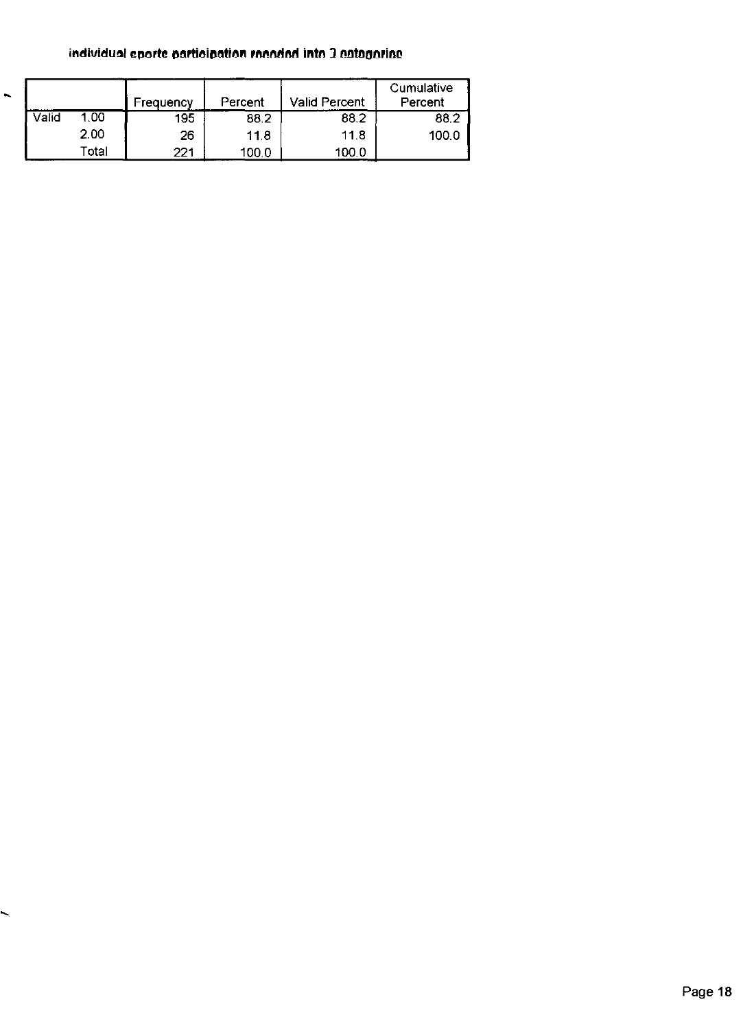**individual sports participation recoded into 2 categories**

| | | Frequency | Percent | Valid Percent | Cumulative Percent |
|---|---|---|---|---|---|
| Valid | 1.00 | 195 | 88.2 | 88.2 | 88.2 |
| | 2.00 | 26 | 11.8 | 11.8 | 100.0 |
| | Total | 221 | 100.0 | 100.0 | |